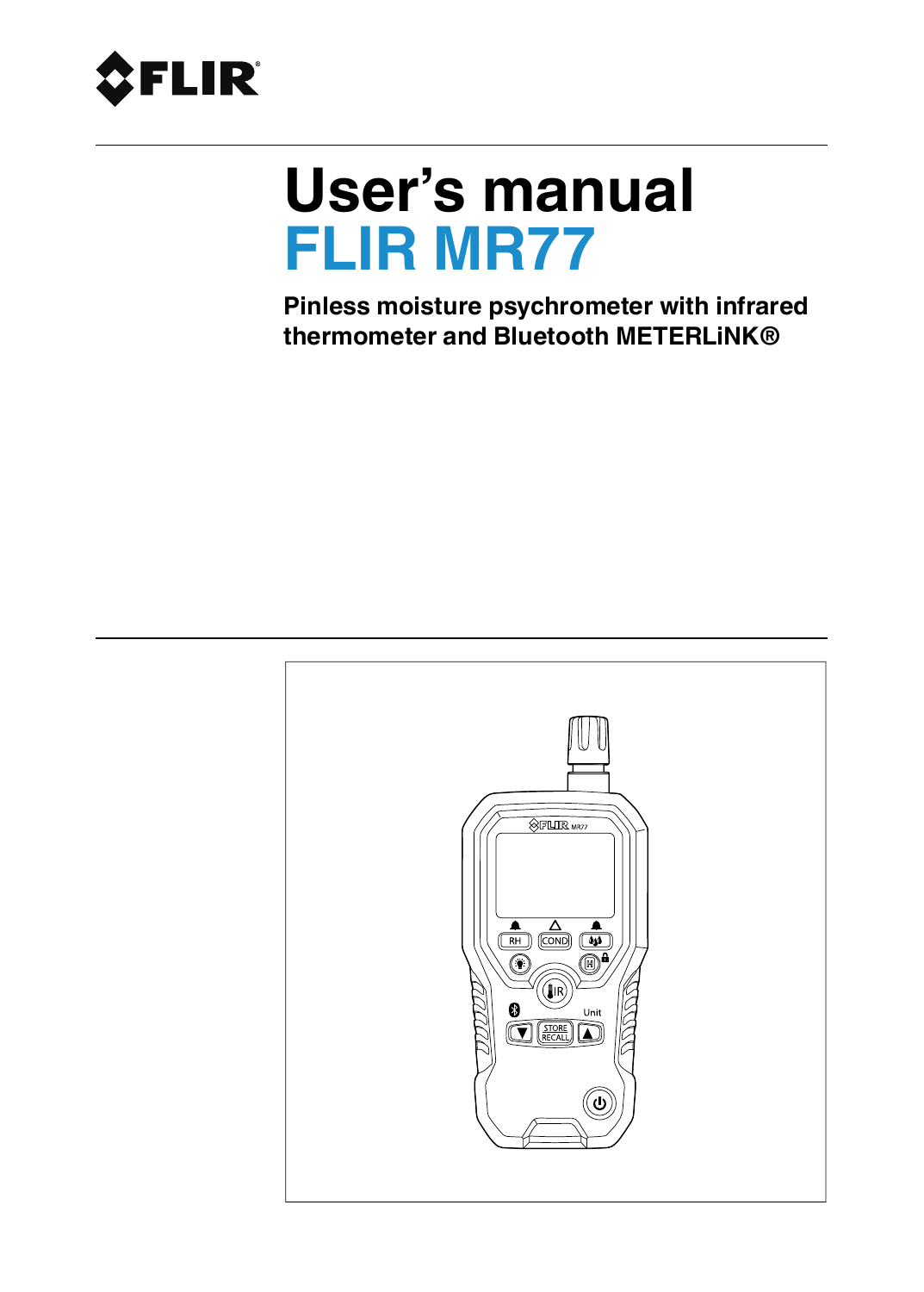# User's manual

# FLIR MR77

## Pinless moisture psychrometer with infrared thermometer and Bluetooth METERLiNK®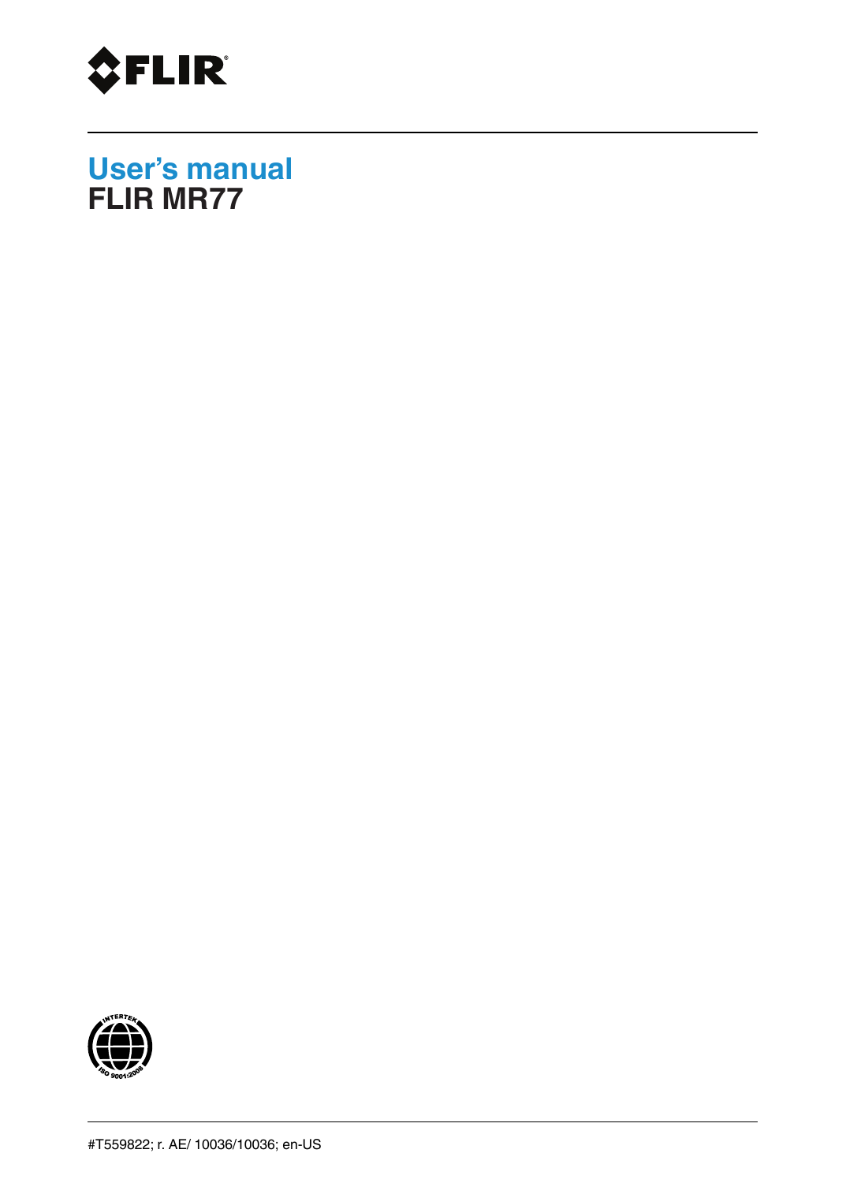FLIR

# User's manual
## FLIR MR77

#T559822; r. AE/ 10036/10036; en-US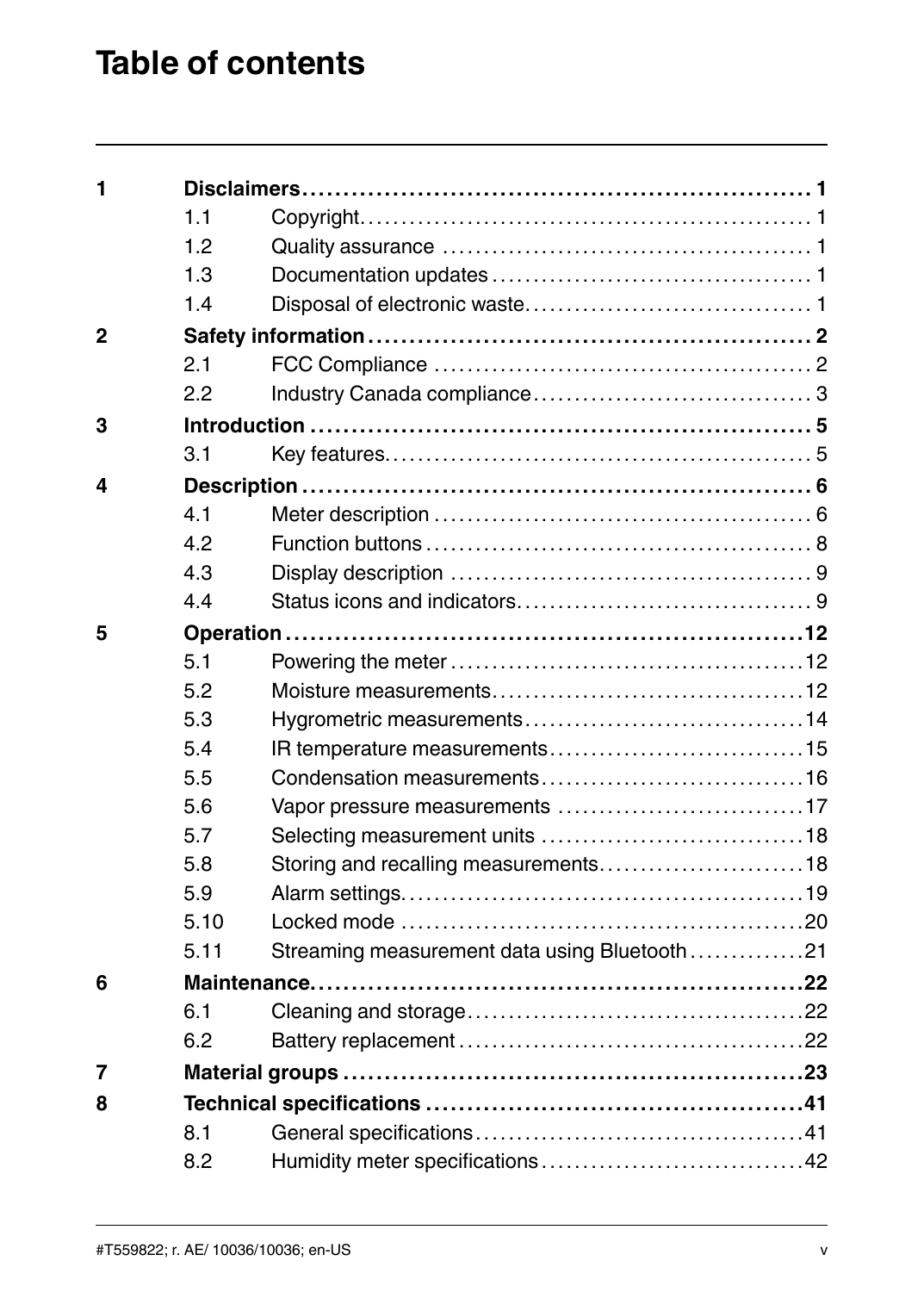# Table of contents

| | | | |
|---|---|---|---|
| **1** | **Disclaimers** | | **1** |
| | 1.1 | Copyright | 1 |
| | 1.2 | Quality assurance | 1 |
| | 1.3 | Documentation updates | 1 |
| | 1.4 | Disposal of electronic waste | 1 |
| **2** | **Safety information** | | **2** |
| | 2.1 | FCC Compliance | 2 |
| | 2.2 | Industry Canada compliance | 3 |
| **3** | **Introduction** | | **5** |
| | 3.1 | Key features | 5 |
| **4** | **Description** | | **6** |
| | 4.1 | Meter description | 6 |
| | 4.2 | Function buttons | 8 |
| | 4.3 | Display description | 9 |
| | 4.4 | Status icons and indicators | 9 |
| **5** | **Operation** | | **12** |
| | 5.1 | Powering the meter | 12 |
| | 5.2 | Moisture measurements | 12 |
| | 5.3 | Hygrometric measurements | 14 |
| | 5.4 | IR temperature measurements | 15 |
| | 5.5 | Condensation measurements | 16 |
| | 5.6 | Vapor pressure measurements | 17 |
| | 5.7 | Selecting measurement units | 18 |
| | 5.8 | Storing and recalling measurements | 18 |
| | 5.9 | Alarm settings | 19 |
| | 5.10 | Locked mode | 20 |
| | 5.11 | Streaming measurement data using Bluetooth | 21 |
| **6** | **Maintenance** | | **22** |
| | 6.1 | Cleaning and storage | 22 |
| | 6.2 | Battery replacement | 22 |
| **7** | **Material groups** | | **23** |
| **8** | **Technical specifications** | | **41** |
| | 8.1 | General specifications | 41 |
| | 8.2 | Humidity meter specifications | 42 |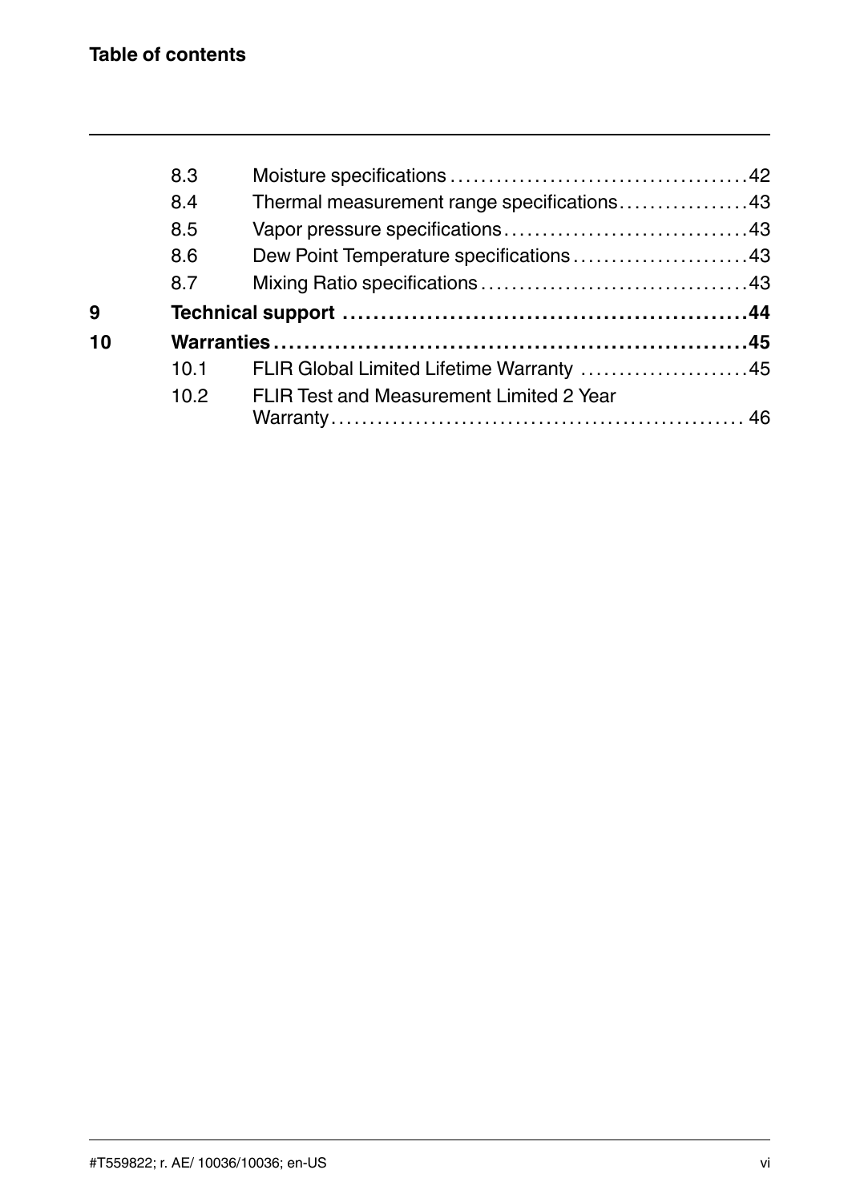**Table of contents**

- 8.3 Moisture specifications ..... 42
- 8.4 Thermal measurement range specifications ..... 43
- 8.5 Vapor pressure specifications ..... 43
- 8.6 Dew Point Temperature specifications ..... 43
- 8.7 Mixing Ratio specifications ..... 43

**9 Technical support ..... 44**

**10 Warranties ..... 45**

- 10.1 FLIR Global Limited Lifetime Warranty ..... 45
- 10.2 FLIR Test and Measurement Limited 2 Year Warranty ..... 46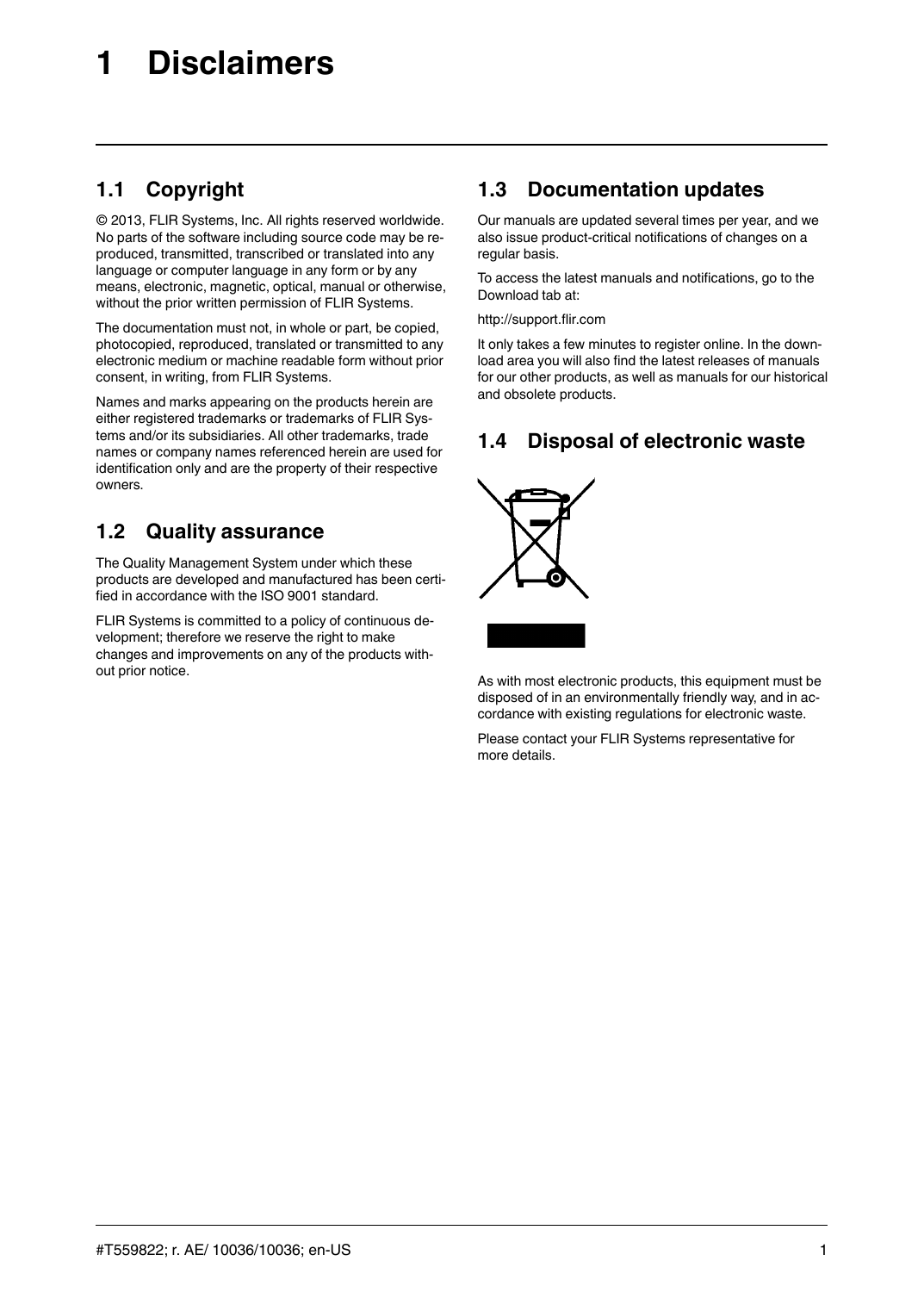# 1 Disclaimers

## 1.1 Copyright

© 2013, FLIR Systems, Inc. All rights reserved worldwide. No parts of the software including source code may be reproduced, transmitted, transcribed or translated into any language or computer language in any form or by any means, electronic, magnetic, optical, manual or otherwise, without the prior written permission of FLIR Systems.

The documentation must not, in whole or part, be copied, photocopied, reproduced, translated or transmitted to any electronic medium or machine readable form without prior consent, in writing, from FLIR Systems.

Names and marks appearing on the products herein are either registered trademarks or trademarks of FLIR Systems and/or its subsidiaries. All other trademarks, trade names or company names referenced herein are used for identification only and are the property of their respective owners.

## 1.2 Quality assurance

The Quality Management System under which these products are developed and manufactured has been certified in accordance with the ISO 9001 standard.

FLIR Systems is committed to a policy of continuous development; therefore we reserve the right to make changes and improvements on any of the products without prior notice.

## 1.3 Documentation updates

Our manuals are updated several times per year, and we also issue product-critical notifications of changes on a regular basis.

To access the latest manuals and notifications, go to the Download tab at:

http://support.flir.com

It only takes a few minutes to register online. In the download area you will also find the latest releases of manuals for our other products, as well as manuals for our historical and obsolete products.

## 1.4 Disposal of electronic waste

As with most electronic products, this equipment must be disposed of in an environmentally friendly way, and in accordance with existing regulations for electronic waste.

Please contact your FLIR Systems representative for more details.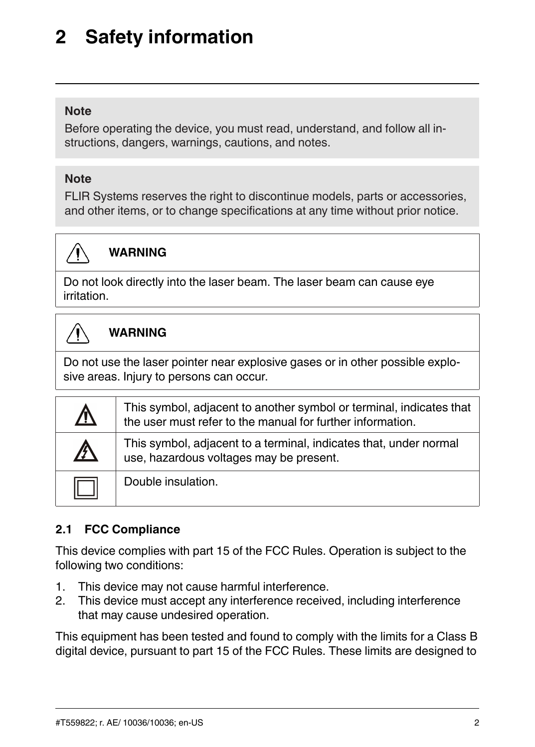# 2 Safety information

**Note**

Before operating the device, you must read, understand, and follow all instructions, dangers, warnings, cautions, and notes.

**Note**

FLIR Systems reserves the right to discontinue models, parts or accessories, and other items, or to change specifications at any time without prior notice.

**WARNING**

Do not look directly into the laser beam. The laser beam can cause eye irritation.

**WARNING**

Do not use the laser pointer near explosive gases or in other possible explosive areas. Injury to persons can occur.

| Symbol | Description |
|---|---|
| ⚠ | This symbol, adjacent to another symbol or terminal, indicates that the user must refer to the manual for further information. |
| ⚡ | This symbol, adjacent to a terminal, indicates that, under normal use, hazardous voltages may be present. |
| ⧈ | Double insulation. |

## 2.1 FCC Compliance

This device complies with part 15 of the FCC Rules. Operation is subject to the following two conditions:

1. This device may not cause harmful interference.
2. This device must accept any interference received, including interference that may cause undesired operation.

This equipment has been tested and found to comply with the limits for a Class B digital device, pursuant to part 15 of the FCC Rules. These limits are designed to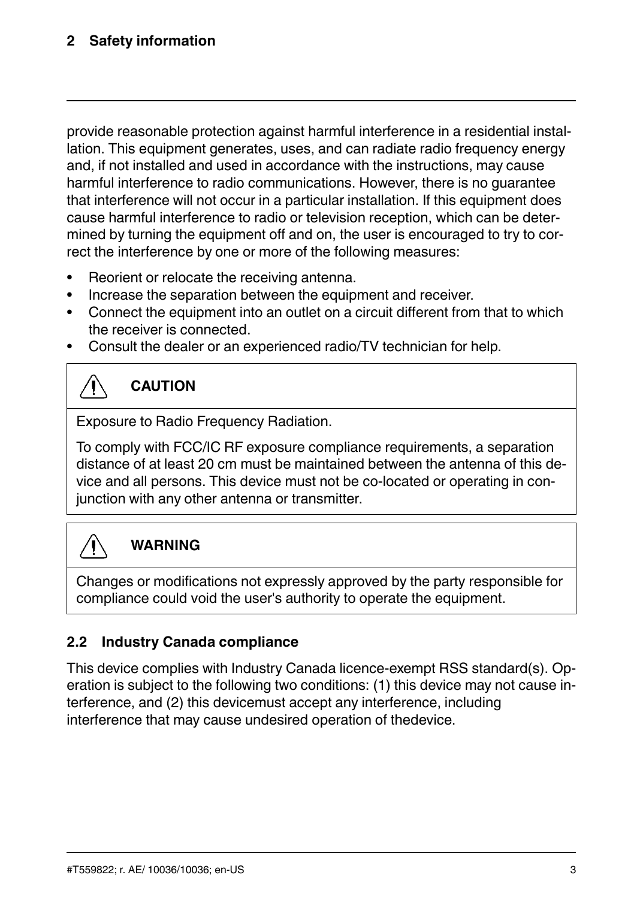provide reasonable protection against harmful interference in a residential installation. This equipment generates, uses, and can radiate radio frequency energy and, if not installed and used in accordance with the instructions, may cause harmful interference to radio communications. However, there is no guarantee that interference will not occur in a particular installation. If this equipment does cause harmful interference to radio or television reception, which can be determined by turning the equipment off and on, the user is encouraged to try to correct the interference by one or more of the following measures:

- Reorient or relocate the receiving antenna.
- Increase the separation between the equipment and receiver.
- Connect the equipment into an outlet on a circuit different from that to which the receiver is connected.
- Consult the dealer or an experienced radio/TV technician for help.

> **CAUTION**
>
> Exposure to Radio Frequency Radiation.
>
> To comply with FCC/IC RF exposure compliance requirements, a separation distance of at least 20 cm must be maintained between the antenna of this device and all persons. This device must not be co-located or operating in conjunction with any other antenna or transmitter.

> **WARNING**
>
> Changes or modifications not expressly approved by the party responsible for compliance could void the user's authority to operate the equipment.

## 2.2 Industry Canada compliance

This device complies with Industry Canada licence-exempt RSS standard(s). Operation is subject to the following two conditions: (1) this device may not cause interference, and (2) this devicemust accept any interference, including interference that may cause undesired operation of thedevice.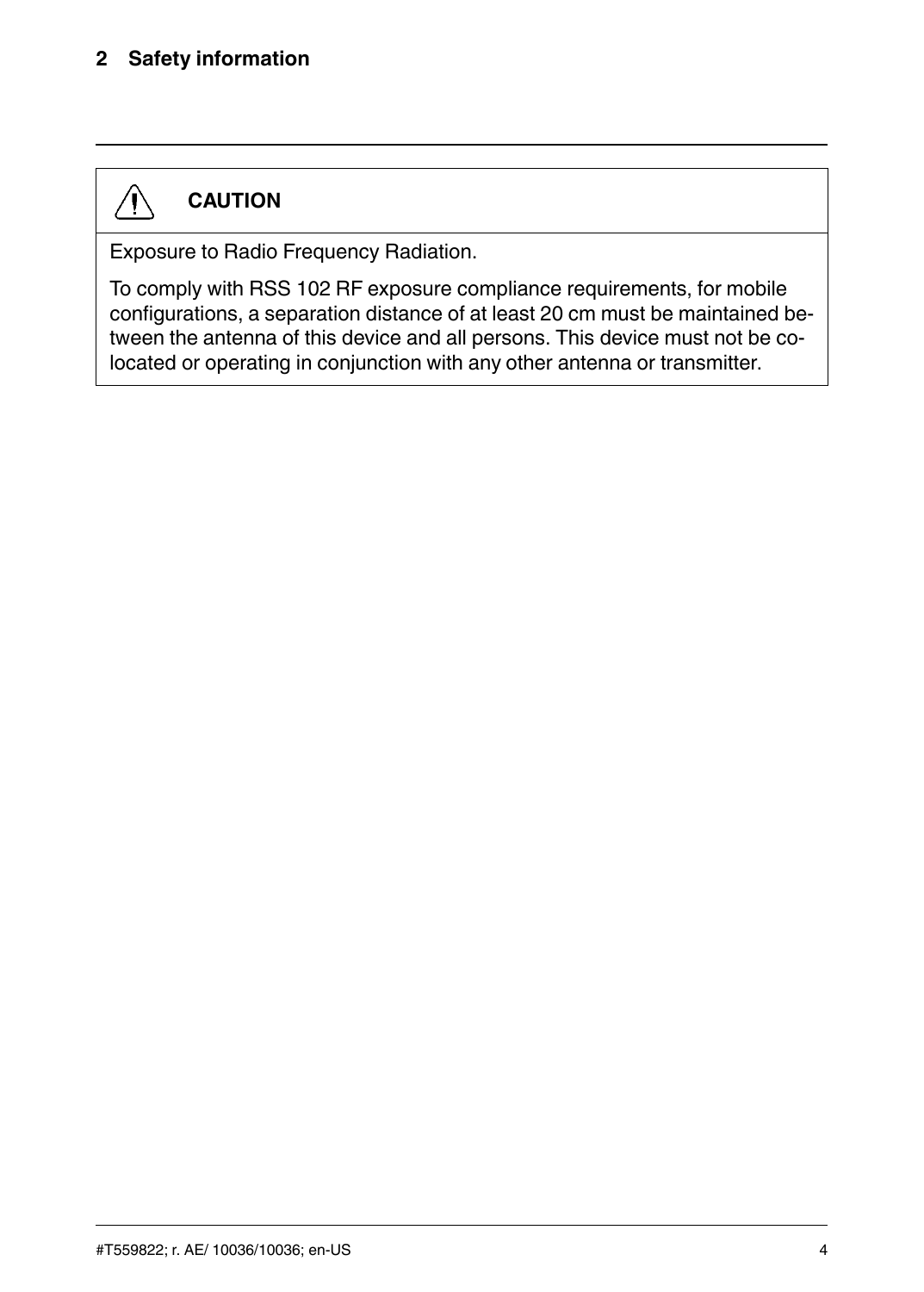**CAUTION**

Exposure to Radio Frequency Radiation.

To comply with RSS 102 RF exposure compliance requirements, for mobile configurations, a separation distance of at least 20 cm must be maintained between the antenna of this device and all persons. This device must not be co-located or operating in conjunction with any other antenna or transmitter.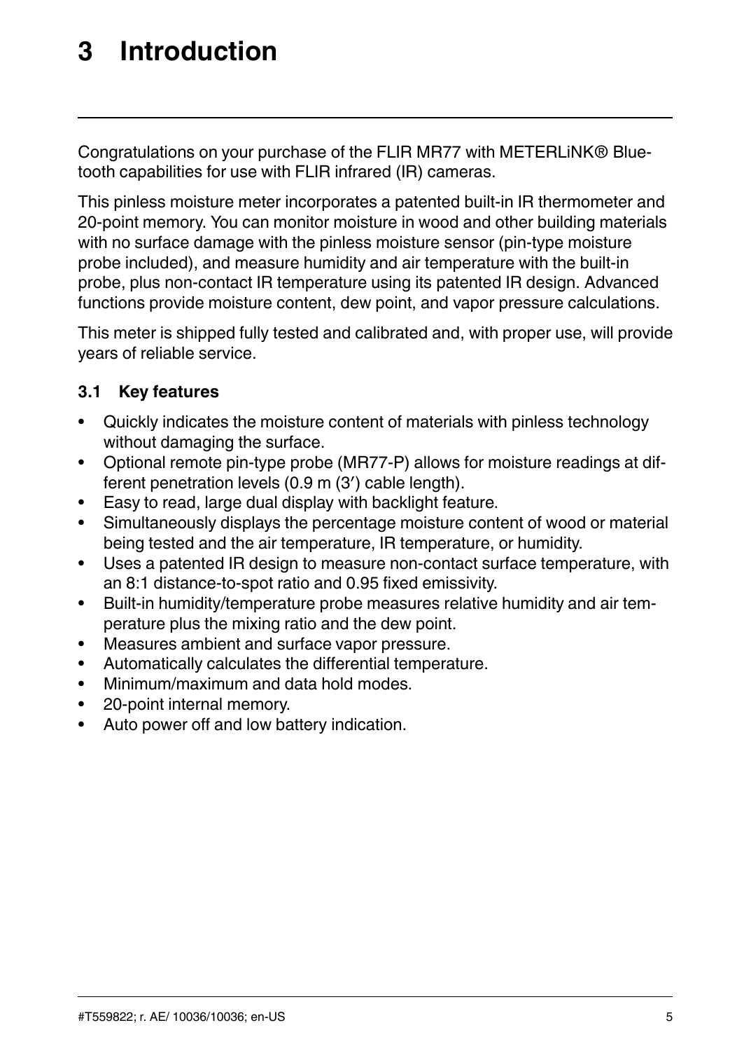# 3 Introduction

Congratulations on your purchase of the FLIR MR77 with METERLiNK® Bluetooth capabilities for use with FLIR infrared (IR) cameras.

This pinless moisture meter incorporates a patented built-in IR thermometer and 20-point memory. You can monitor moisture in wood and other building materials with no surface damage with the pinless moisture sensor (pin-type moisture probe included), and measure humidity and air temperature with the built-in probe, plus non-contact IR temperature using its patented IR design. Advanced functions provide moisture content, dew point, and vapor pressure calculations.

This meter is shipped fully tested and calibrated and, with proper use, will provide years of reliable service.

## 3.1 Key features

- Quickly indicates the moisture content of materials with pinless technology without damaging the surface.
- Optional remote pin-type probe (MR77-P) allows for moisture readings at different penetration levels (0.9 m (3′) cable length).
- Easy to read, large dual display with backlight feature.
- Simultaneously displays the percentage moisture content of wood or material being tested and the air temperature, IR temperature, or humidity.
- Uses a patented IR design to measure non-contact surface temperature, with an 8:1 distance-to-spot ratio and 0.95 fixed emissivity.
- Built-in humidity/temperature probe measures relative humidity and air temperature plus the mixing ratio and the dew point.
- Measures ambient and surface vapor pressure.
- Automatically calculates the differential temperature.
- Minimum/maximum and data hold modes.
- 20-point internal memory.
- Auto power off and low battery indication.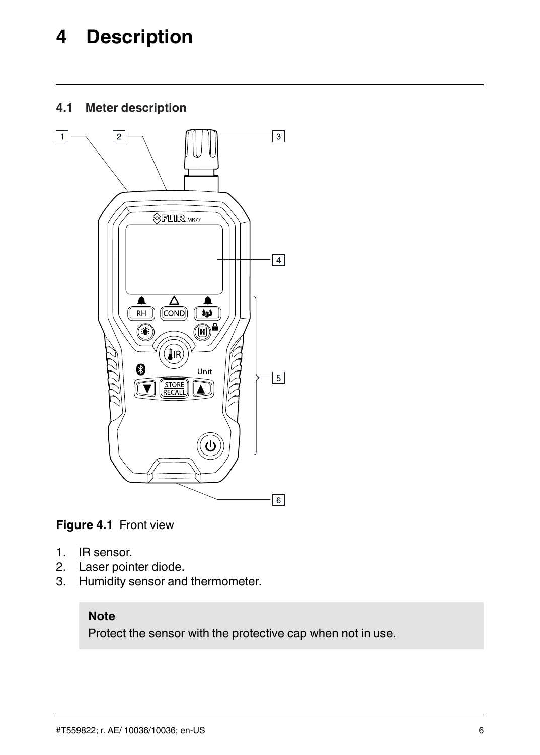# 4 Description

## 4.1 Meter description

**Figure 4.1** Front view

1. IR sensor.
2. Laser pointer diode.
3. Humidity sensor and thermometer.

> **Note**
> Protect the sensor with the protective cap when not in use.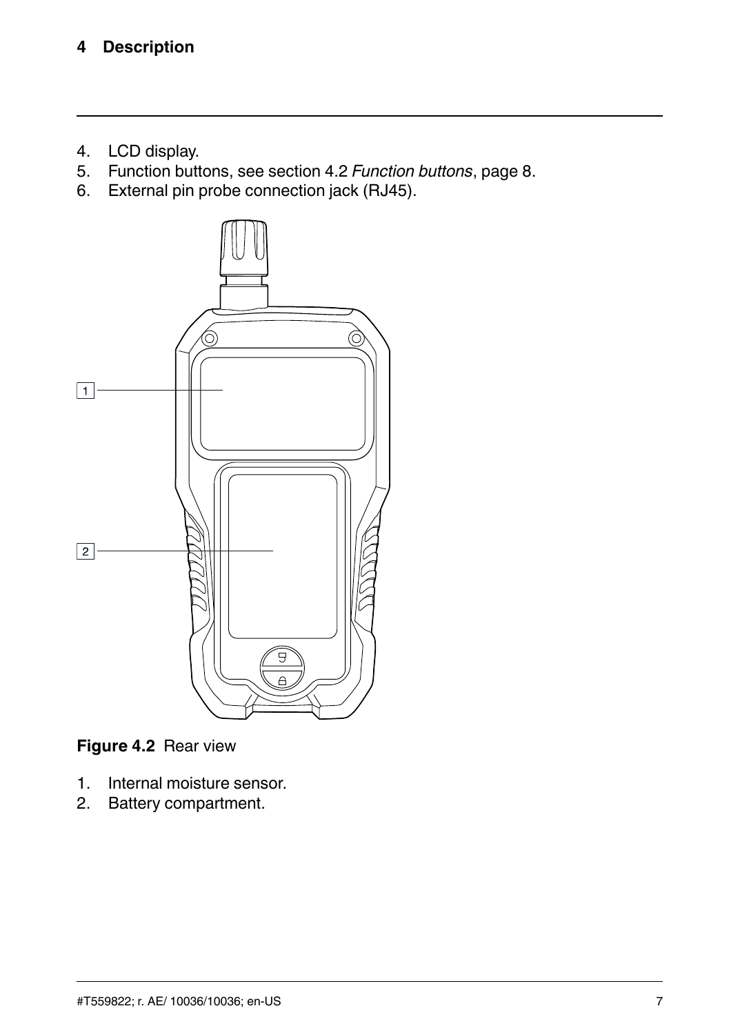4. LCD display.
5. Function buttons, see section 4.2 *Function buttons*, page 8.
6. External pin probe connection jack (RJ45).

**Figure 4.2** Rear view

1. Internal moisture sensor.
2. Battery compartment.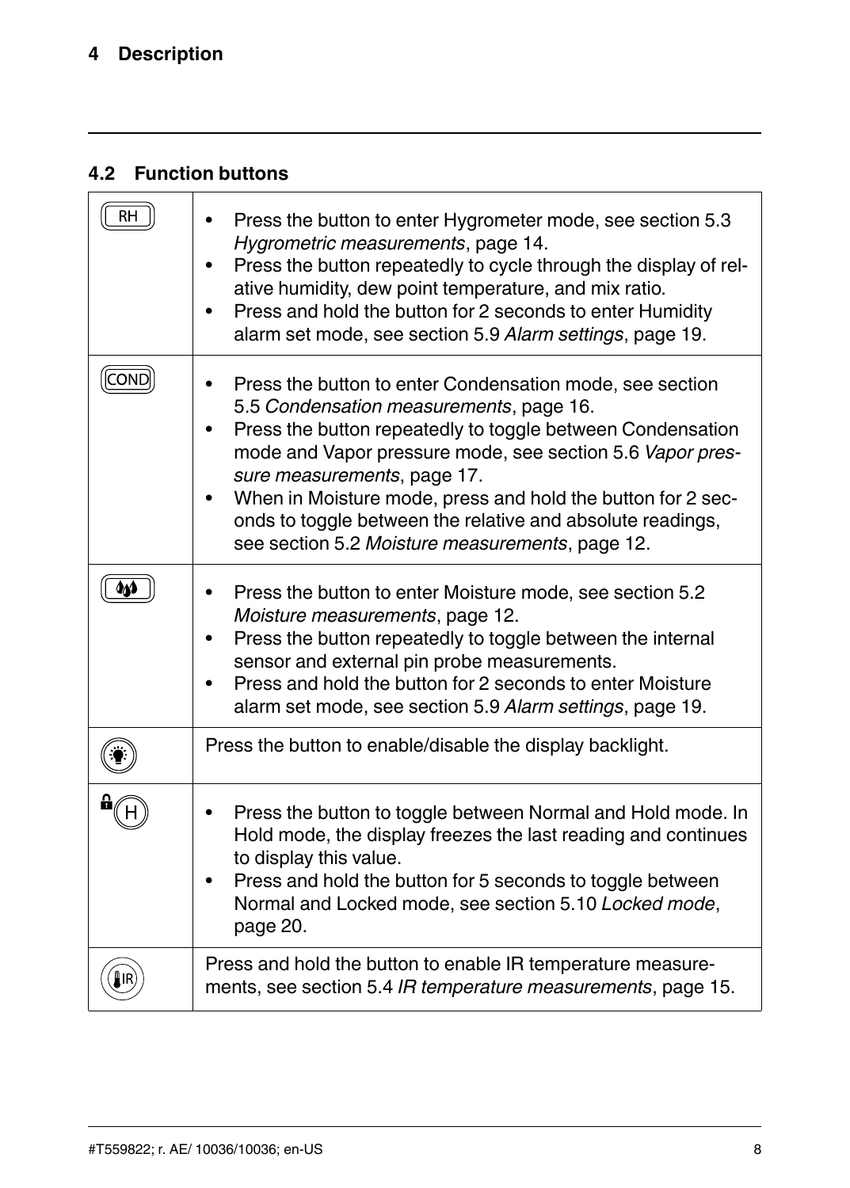## 4.2 Function buttons

| Button | Description |
|---|---|
| RH | • Press the button to enter Hygrometer mode, see section 5.3 *Hygrometric measurements*, page 14.<br>• Press the button repeatedly to cycle through the display of relative humidity, dew point temperature, and mix ratio.<br>• Press and hold the button for 2 seconds to enter Humidity alarm set mode, see section 5.9 *Alarm settings*, page 19. |
| COND | • Press the button to enter Condensation mode, see section 5.5 *Condensation measurements*, page 16.<br>• Press the button repeatedly to toggle between Condensation mode and Vapor pressure mode, see section 5.6 *Vapor pressure measurements*, page 17.<br>• When in Moisture mode, press and hold the button for 2 seconds to toggle between the relative and absolute readings, see section 5.2 *Moisture measurements*, page 12. |
| (Moisture button) | • Press the button to enter Moisture mode, see section 5.2 *Moisture measurements*, page 12.<br>• Press the button repeatedly to toggle between the internal sensor and external pin probe measurements.<br>• Press and hold the button for 2 seconds to enter Moisture alarm set mode, see section 5.9 *Alarm settings*, page 19. |
| (Backlight button) | Press the button to enable/disable the display backlight. |
| H | • Press the button to toggle between Normal and Hold mode. In Hold mode, the display freezes the last reading and continues to display this value.<br>• Press and hold the button for 5 seconds to toggle between Normal and Locked mode, see section 5.10 *Locked mode*, page 20. |
| IR | Press and hold the button to enable IR temperature measurements, see section 5.4 *IR temperature measurements*, page 15. |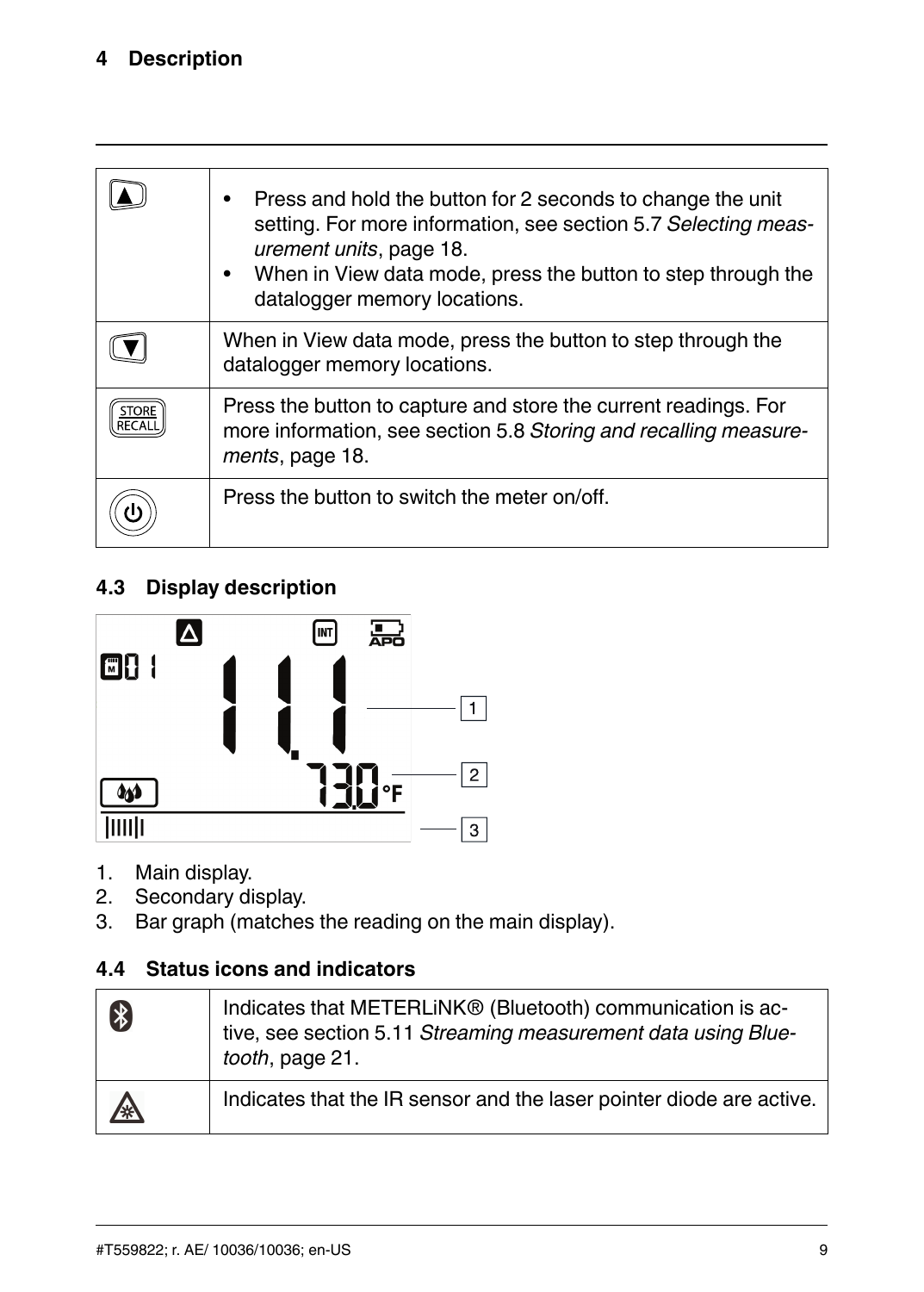| | |
|---|---|
| ▲ | • Press and hold the button for 2 seconds to change the unit setting. For more information, see section 5.7 *Selecting measurement units*, page 18.<br>• When in View data mode, press the button to step through the datalogger memory locations. |
| ▼ | When in View data mode, press the button to step through the datalogger memory locations. |
| STORE RECALL | Press the button to capture and store the current readings. For more information, see section 5.8 *Storing and recalling measurements*, page 18. |
| ⏻ | Press the button to switch the meter on/off. |

## 4.3 Display description

1. Main display.
2. Secondary display.
3. Bar graph (matches the reading on the main display).

## 4.4 Status icons and indicators

| | |
|---|---|
| Bluetooth | Indicates that METERLiNK® (Bluetooth) communication is active, see section 5.11 *Streaming measurement data using Bluetooth*, page 21. |
| Laser warning | Indicates that the IR sensor and the laser pointer diode are active. |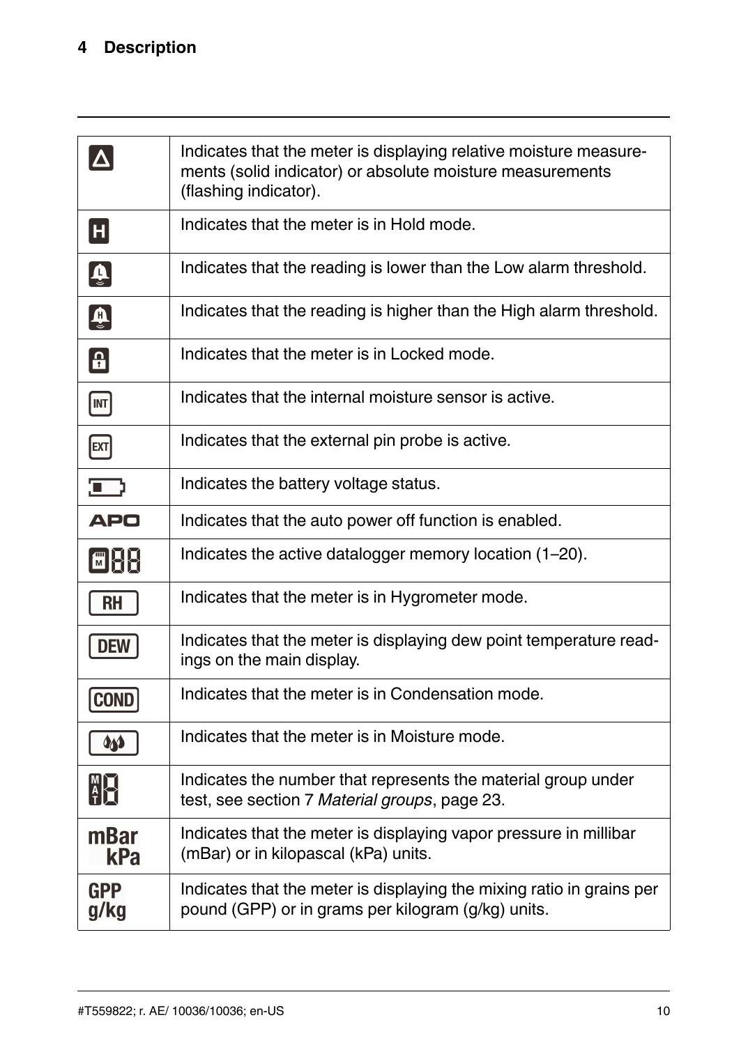# 4 Description

| Icon | Description |
|---|---|
| Δ | Indicates that the meter is displaying relative moisture measurements (solid indicator) or absolute moisture measurements (flashing indicator). |
| H | Indicates that the meter is in Hold mode. |
| L (alarm) | Indicates that the reading is lower than the Low alarm threshold. |
| H (alarm) | Indicates that the reading is higher than the High alarm threshold. |
| (lock) | Indicates that the meter is in Locked mode. |
| INT | Indicates that the internal moisture sensor is active. |
| EXT | Indicates that the external pin probe is active. |
| (battery) | Indicates the battery voltage status. |
| APO | Indicates that the auto power off function is enabled. |
| M 88 | Indicates the active datalogger memory location (1–20). |
| RH | Indicates that the meter is in Hygrometer mode. |
| DEW | Indicates that the meter is displaying dew point temperature readings on the main display. |
| COND | Indicates that the meter is in Condensation mode. |
| (drops) | Indicates that the meter is in Moisture mode. |
| MAT 8 | Indicates the number that represents the material group under test, see section 7 *Material groups*, page 23. |
| mBar kPa | Indicates that the meter is displaying vapor pressure in millibar (mBar) or in kilopascal (kPa) units. |
| GPP g/kg | Indicates that the meter is displaying the mixing ratio in grains per pound (GPP) or in grams per kilogram (g/kg) units. |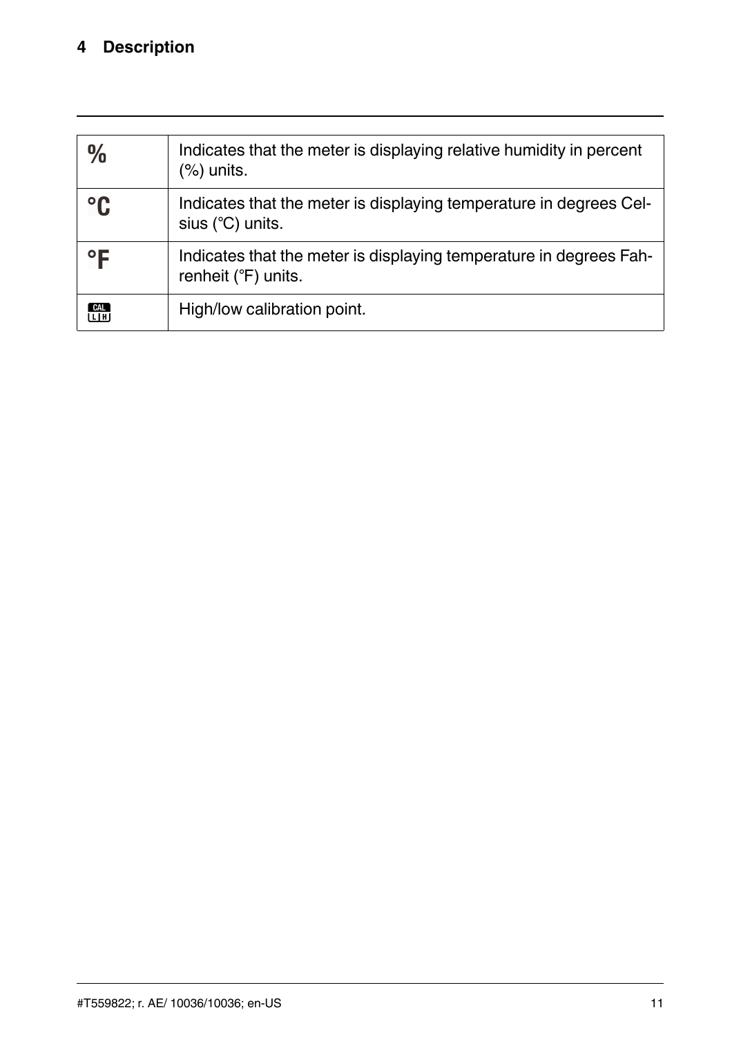| | |
|---|---|
| % | Indicates that the meter is displaying relative humidity in percent (%) units. |
| °C | Indicates that the meter is displaying temperature in degrees Celsius (°C) units. |
| °F | Indicates that the meter is displaying temperature in degrees Fahrenheit (°F) units. |
| CAL L H | High/low calibration point. |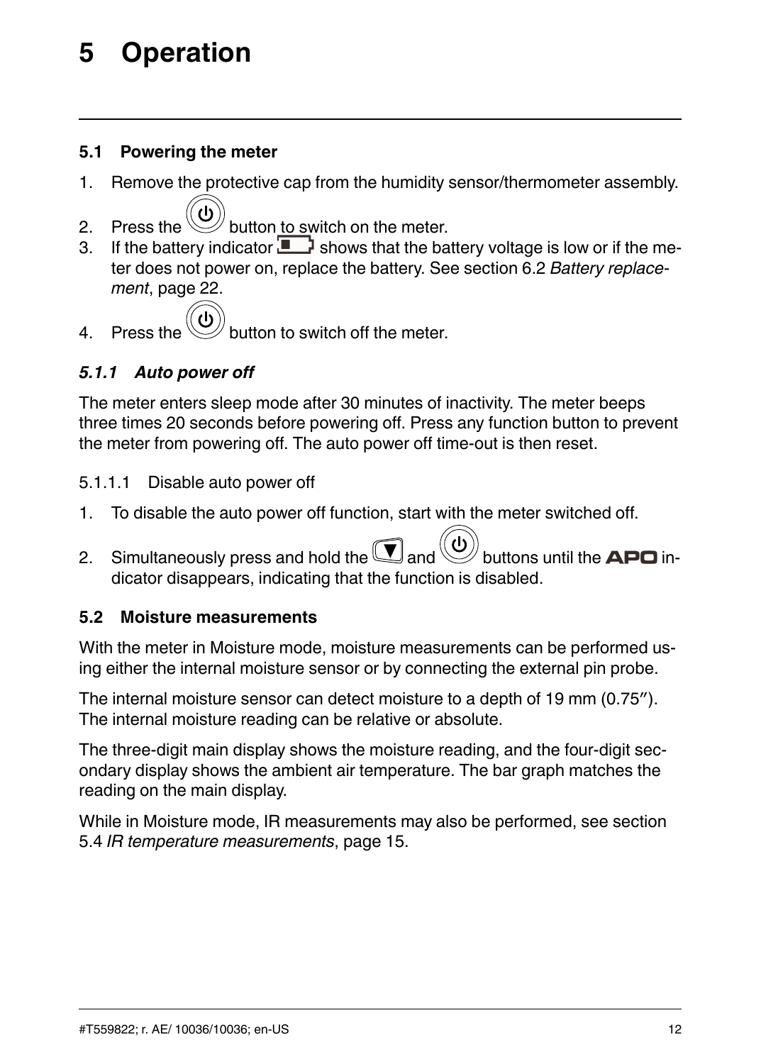# 5 Operation

## 5.1 Powering the meter

1. Remove the protective cap from the humidity sensor/thermometer assembly.
2. Press the ⏻ button to switch on the meter.
3. If the battery indicator shows that the battery voltage is low or if the meter does not power on, replace the battery. See section 6.2 *Battery replacement*, page 22.
4. Press the ⏻ button to switch off the meter.

### *5.1.1 Auto power off*

The meter enters sleep mode after 30 minutes of inactivity. The meter beeps three times 20 seconds before powering off. Press any function button to prevent the meter from powering off. The auto power off time-out is then reset.

#### 5.1.1.1 Disable auto power off

1. To disable the auto power off function, start with the meter switched off.
2. Simultaneously press and hold the ▼ and ⏻ buttons until the **APO** indicator disappears, indicating that the function is disabled.

## 5.2 Moisture measurements

With the meter in Moisture mode, moisture measurements can be performed using either the internal moisture sensor or by connecting the external pin probe.

The internal moisture sensor can detect moisture to a depth of 19 mm (0.75″). The internal moisture reading can be relative or absolute.

The three-digit main display shows the moisture reading, and the four-digit secondary display shows the ambient air temperature. The bar graph matches the reading on the main display.

While in Moisture mode, IR measurements may also be performed, see section 5.4 *IR temperature measurements*, page 15.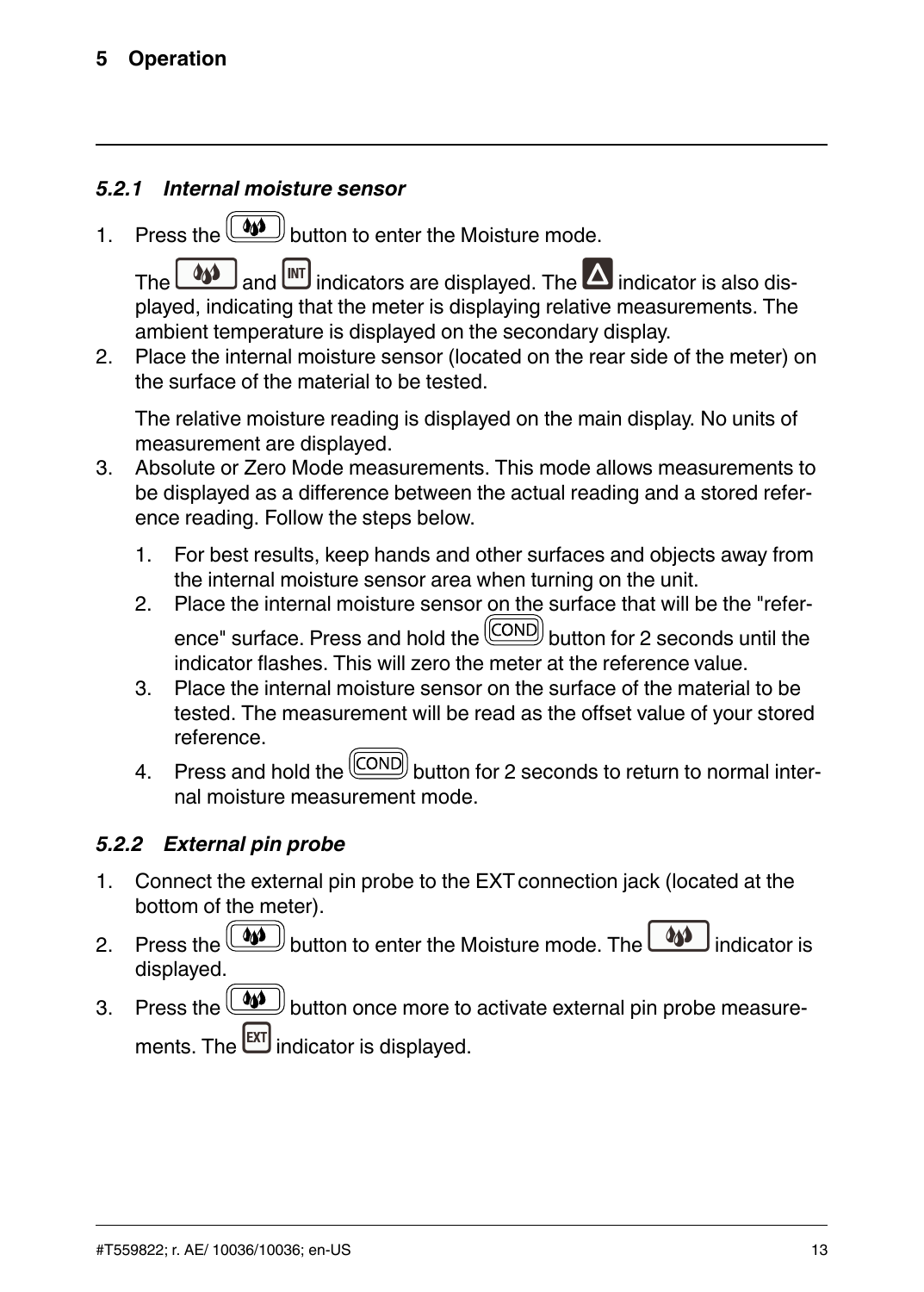### 5.2.1 *Internal moisture sensor*

1. Press the [moisture] button to enter the Moisture mode.

   The [moisture] and [INT] indicators are displayed. The [Δ] indicator is also displayed, indicating that the meter is displaying relative measurements. The ambient temperature is displayed on the secondary display.
2. Place the internal moisture sensor (located on the rear side of the meter) on the surface of the material to be tested.

   The relative moisture reading is displayed on the main display. No units of measurement are displayed.
3. Absolute or Zero Mode measurements. This mode allows measurements to be displayed as a difference between the actual reading and a stored reference reading. Follow the steps below.

   1. For best results, keep hands and other surfaces and objects away from the internal moisture sensor area when turning on the unit.
   2. Place the internal moisture sensor on the surface that will be the "reference" surface. Press and hold the [COND] button for 2 seconds until the indicator flashes. This will zero the meter at the reference value.
   3. Place the internal moisture sensor on the surface of the material to be tested. The measurement will be read as the offset value of your stored reference.
   4. Press and hold the [COND] button for 2 seconds to return to normal internal moisture measurement mode.

### 5.2.2 *External pin probe*

1. Connect the external pin probe to the EXT connection jack (located at the bottom of the meter).
2. Press the [moisture] button to enter the Moisture mode. The [moisture] indicator is displayed.
3. Press the [moisture] button once more to activate external pin probe measurements. The [EXT] indicator is displayed.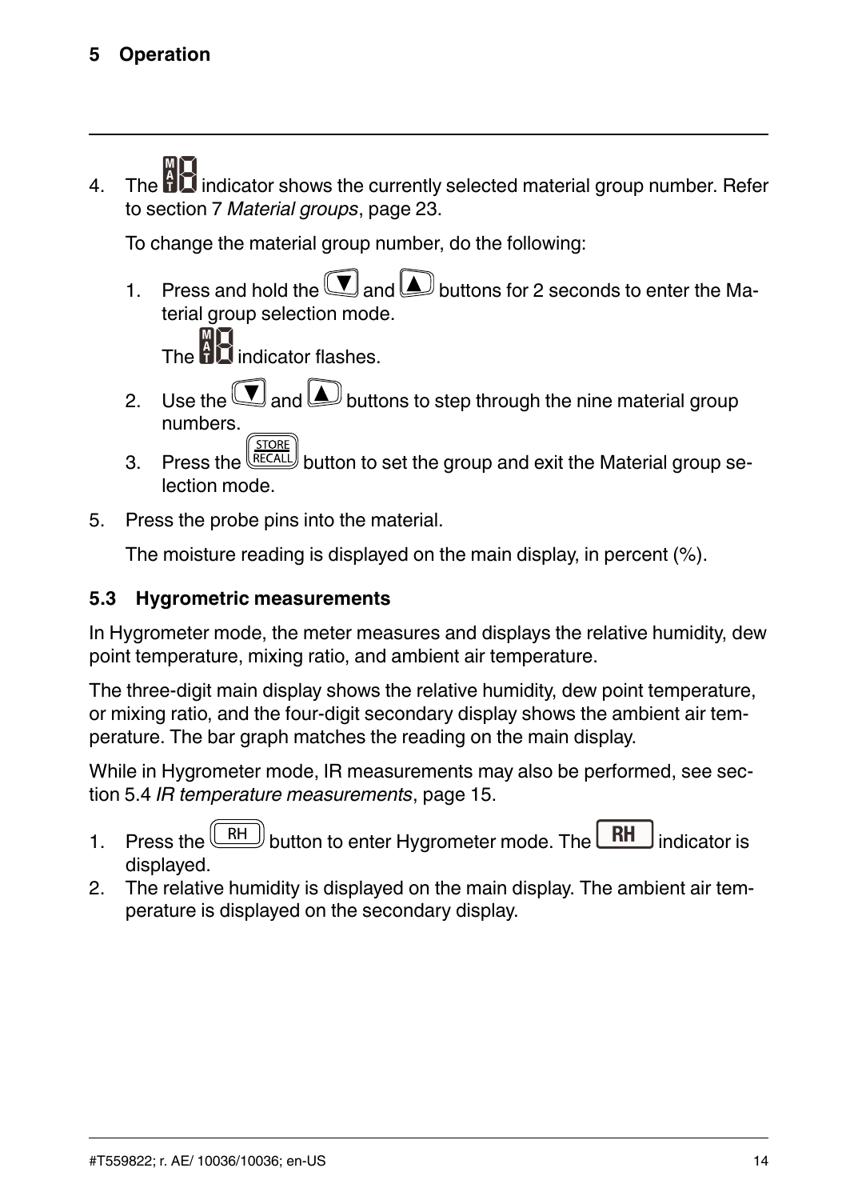4. The MAT indicator shows the currently selected material group number. Refer to section 7 *Material groups*, page 23.

   To change the material group number, do the following:

   1. Press and hold the ▼ and ▲ buttons for 2 seconds to enter the Material group selection mode.

      The MAT indicator flashes.
   2. Use the ▼ and ▲ buttons to step through the nine material group numbers.
   3. Press the STORE RECALL button to set the group and exit the Material group selection mode.
5. Press the probe pins into the material.

   The moisture reading is displayed on the main display, in percent (%).

### 5.3 Hygrometric measurements

In Hygrometer mode, the meter measures and displays the relative humidity, dew point temperature, mixing ratio, and ambient air temperature.

The three-digit main display shows the relative humidity, dew point temperature, or mixing ratio, and the four-digit secondary display shows the ambient air temperature. The bar graph matches the reading on the main display.

While in Hygrometer mode, IR measurements may also be performed, see section 5.4 *IR temperature measurements*, page 15.

1. Press the RH button to enter Hygrometer mode. The RH indicator is displayed.
2. The relative humidity is displayed on the main display. The ambient air temperature is displayed on the secondary display.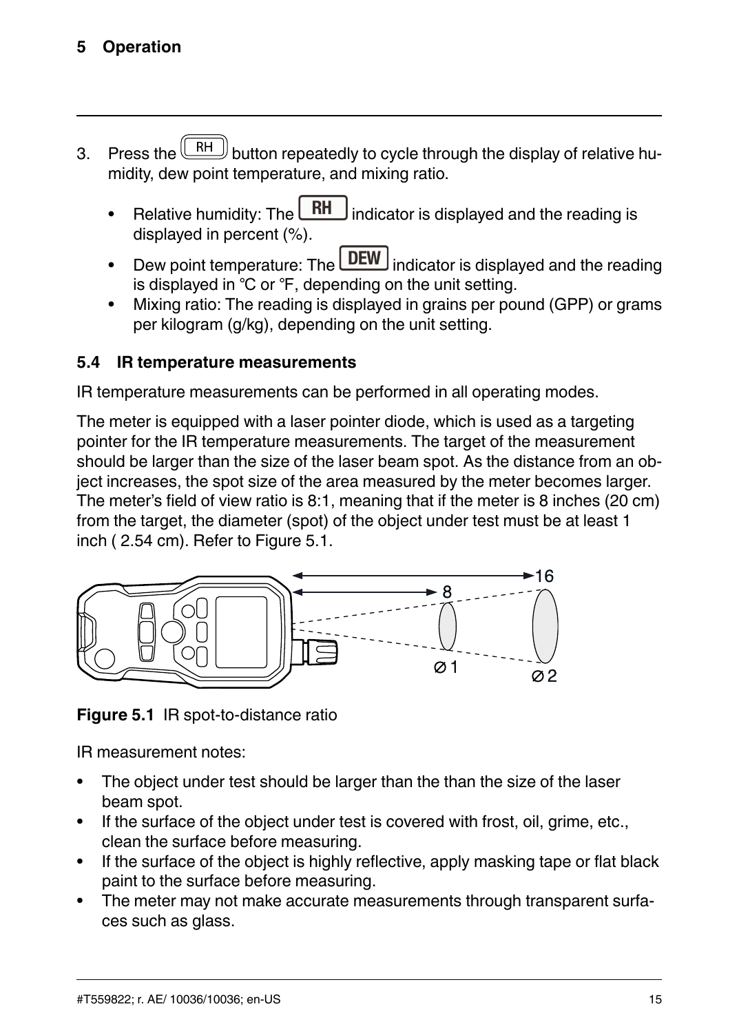3. Press the RH button repeatedly to cycle through the display of relative humidity, dew point temperature, and mixing ratio.

   - Relative humidity: The **RH** indicator is displayed and the reading is displayed in percent (%).
   - Dew point temperature: The **DEW** indicator is displayed and the reading is displayed in °C or °F, depending on the unit setting.
   - Mixing ratio: The reading is displayed in grains per pound (GPP) or grams per kilogram (g/kg), depending on the unit setting.

### 5.4 IR temperature measurements

IR temperature measurements can be performed in all operating modes.

The meter is equipped with a laser pointer diode, which is used as a targeting pointer for the IR temperature measurements. The target of the measurement should be larger than the size of the laser beam spot. As the distance from an object increases, the spot size of the area measured by the meter becomes larger. The meter's field of view ratio is 8:1, meaning that if the meter is 8 inches (20 cm) from the target, the diameter (spot) of the object under test must be at least 1 inch ( 2.54 cm). Refer to Figure 5.1.

**Figure 5.1** IR spot-to-distance ratio

IR measurement notes:

- The object under test should be larger than the than the size of the laser beam spot.
- If the surface of the object under test is covered with frost, oil, grime, etc., clean the surface before measuring.
- If the surface of the object is highly reflective, apply masking tape or flat black paint to the surface before measuring.
- The meter may not make accurate measurements through transparent surfaces such as glass.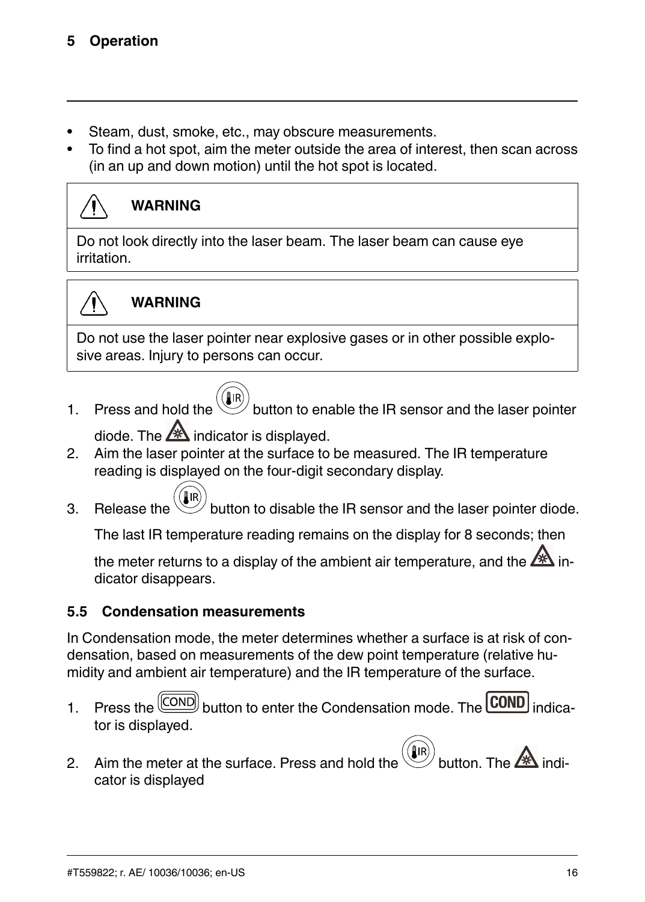- Steam, dust, smoke, etc., may obscure measurements.
- To find a hot spot, aim the meter outside the area of interest, then scan across (in an up and down motion) until the hot spot is located.

> **WARNING**
>
> Do not look directly into the laser beam. The laser beam can cause eye irritation.

> **WARNING**
>
> Do not use the laser pointer near explosive gases or in other possible explosive areas. Injury to persons can occur.

1. Press and hold the IR button to enable the IR sensor and the laser pointer diode. The laser indicator is displayed.
2. Aim the laser pointer at the surface to be measured. The IR temperature reading is displayed on the four-digit secondary display.
3. Release the IR button to disable the IR sensor and the laser pointer diode.

   The last IR temperature reading remains on the display for 8 seconds; then the meter returns to a display of the ambient air temperature, and the laser indicator disappears.

### 5.5 Condensation measurements

In Condensation mode, the meter determines whether a surface is at risk of condensation, based on measurements of the dew point temperature (relative humidity and ambient air temperature) and the IR temperature of the surface.

1. Press the COND button to enter the Condensation mode. The **COND** indicator is displayed.
2. Aim the meter at the surface. Press and hold the IR button. The laser indicator is displayed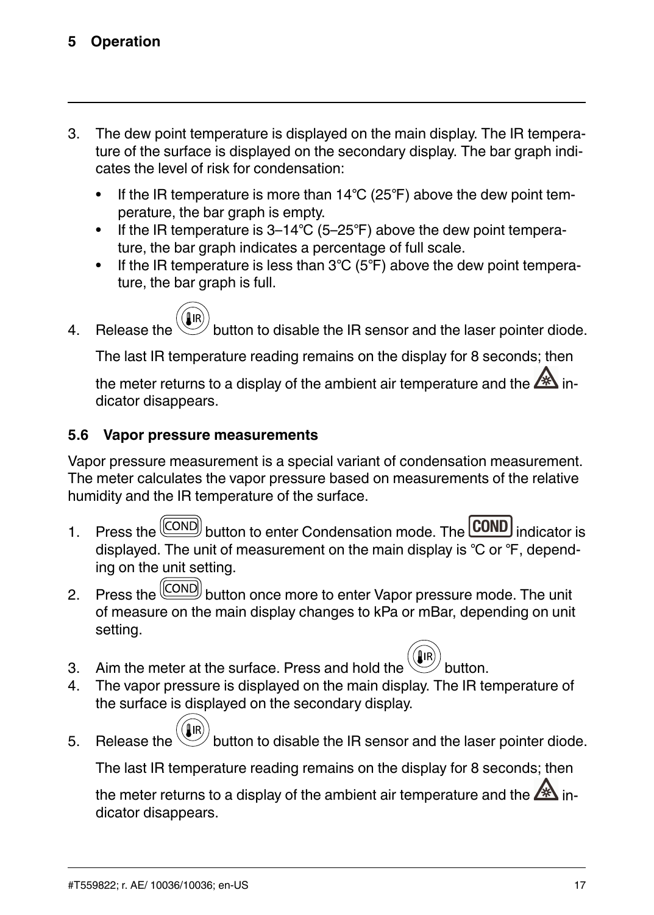3. The dew point temperature is displayed on the main display. The IR temperature of the surface is displayed on the secondary display. The bar graph indicates the level of risk for condensation:

   - If the IR temperature is more than 14°C (25°F) above the dew point temperature, the bar graph is empty.
   - If the IR temperature is 3–14°C (5–25°F) above the dew point temperature, the bar graph indicates a percentage of full scale.
   - If the IR temperature is less than 3°C (5°F) above the dew point temperature, the bar graph is full.

4. Release the IR button to disable the IR sensor and the laser pointer diode.

   The last IR temperature reading remains on the display for 8 seconds; then the meter returns to a display of the ambient air temperature and the indicator disappears.

### 5.6 Vapor pressure measurements

Vapor pressure measurement is a special variant of condensation measurement. The meter calculates the vapor pressure based on measurements of the relative humidity and the IR temperature of the surface.

1. Press the COND button to enter Condensation mode. The **COND** indicator is displayed. The unit of measurement on the main display is °C or °F, depending on the unit setting.
2. Press the COND button once more to enter Vapor pressure mode. The unit of measure on the main display changes to kPa or mBar, depending on unit setting.
3. Aim the meter at the surface. Press and hold the IR button.
4. The vapor pressure is displayed on the main display. The IR temperature of the surface is displayed on the secondary display.
5. Release the IR button to disable the IR sensor and the laser pointer diode.

   The last IR temperature reading remains on the display for 8 seconds; then the meter returns to a display of the ambient air temperature and the indicator disappears.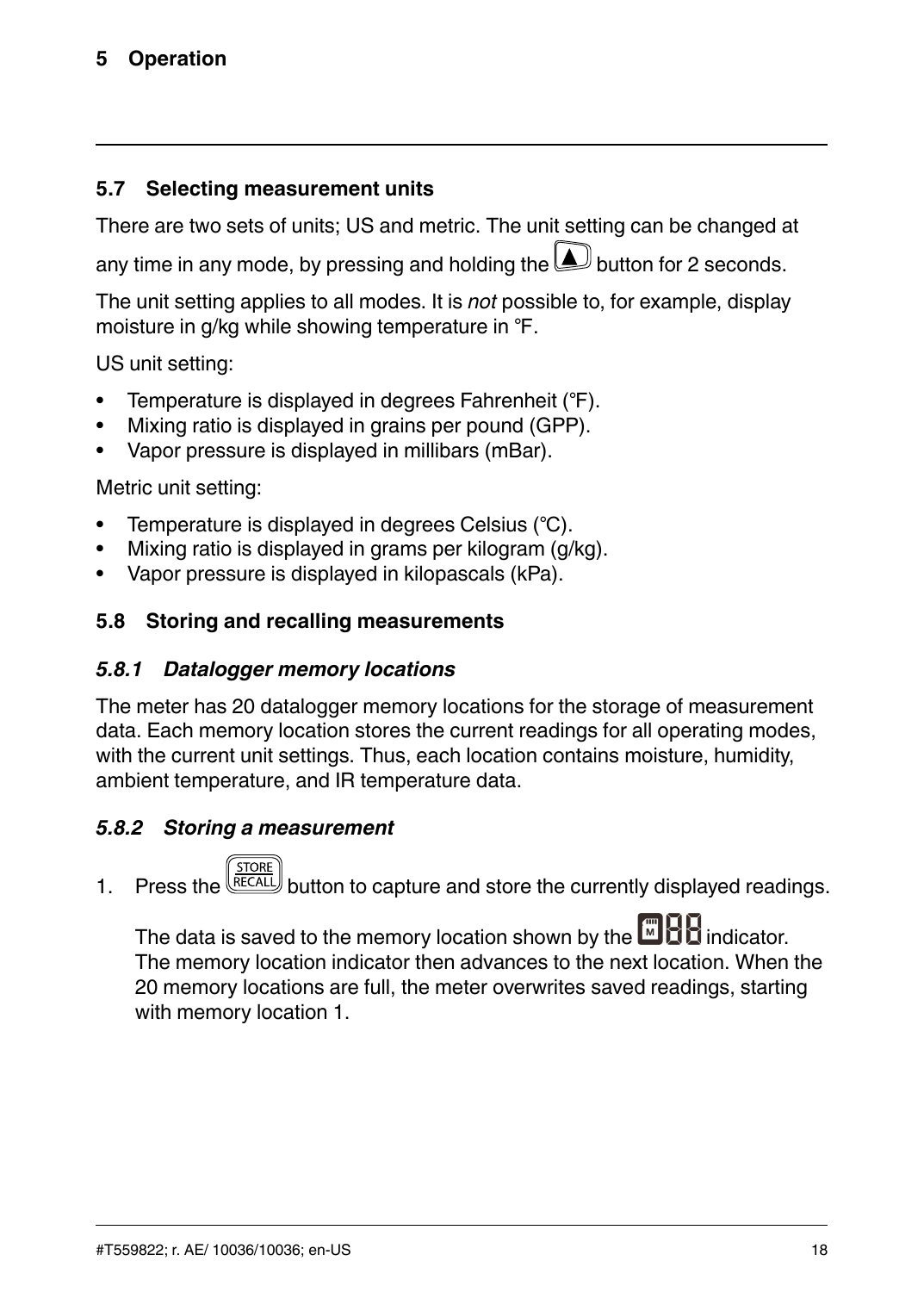## 5.7 Selecting measurement units

There are two sets of units; US and metric. The unit setting can be changed at any time in any mode, by pressing and holding the ▲ button for 2 seconds.

The unit setting applies to all modes. It is *not* possible to, for example, display moisture in g/kg while showing temperature in °F.

US unit setting:

- Temperature is displayed in degrees Fahrenheit (°F).
- Mixing ratio is displayed in grains per pound (GPP).
- Vapor pressure is displayed in millibars (mBar).

Metric unit setting:

- Temperature is displayed in degrees Celsius (°C).
- Mixing ratio is displayed in grams per kilogram (g/kg).
- Vapor pressure is displayed in kilopascals (kPa).

## 5.8 Storing and recalling measurements

### *5.8.1 Datalogger memory locations*

The meter has 20 datalogger memory locations for the storage of measurement data. Each memory location stores the current readings for all operating modes, with the current unit settings. Thus, each location contains moisture, humidity, ambient temperature, and IR temperature data.

### *5.8.2 Storing a measurement*

1. Press the STORE/RECALL button to capture and store the currently displayed readings.

   The data is saved to the memory location shown by the M88 indicator. The memory location indicator then advances to the next location. When the 20 memory locations are full, the meter overwrites saved readings, starting with memory location 1.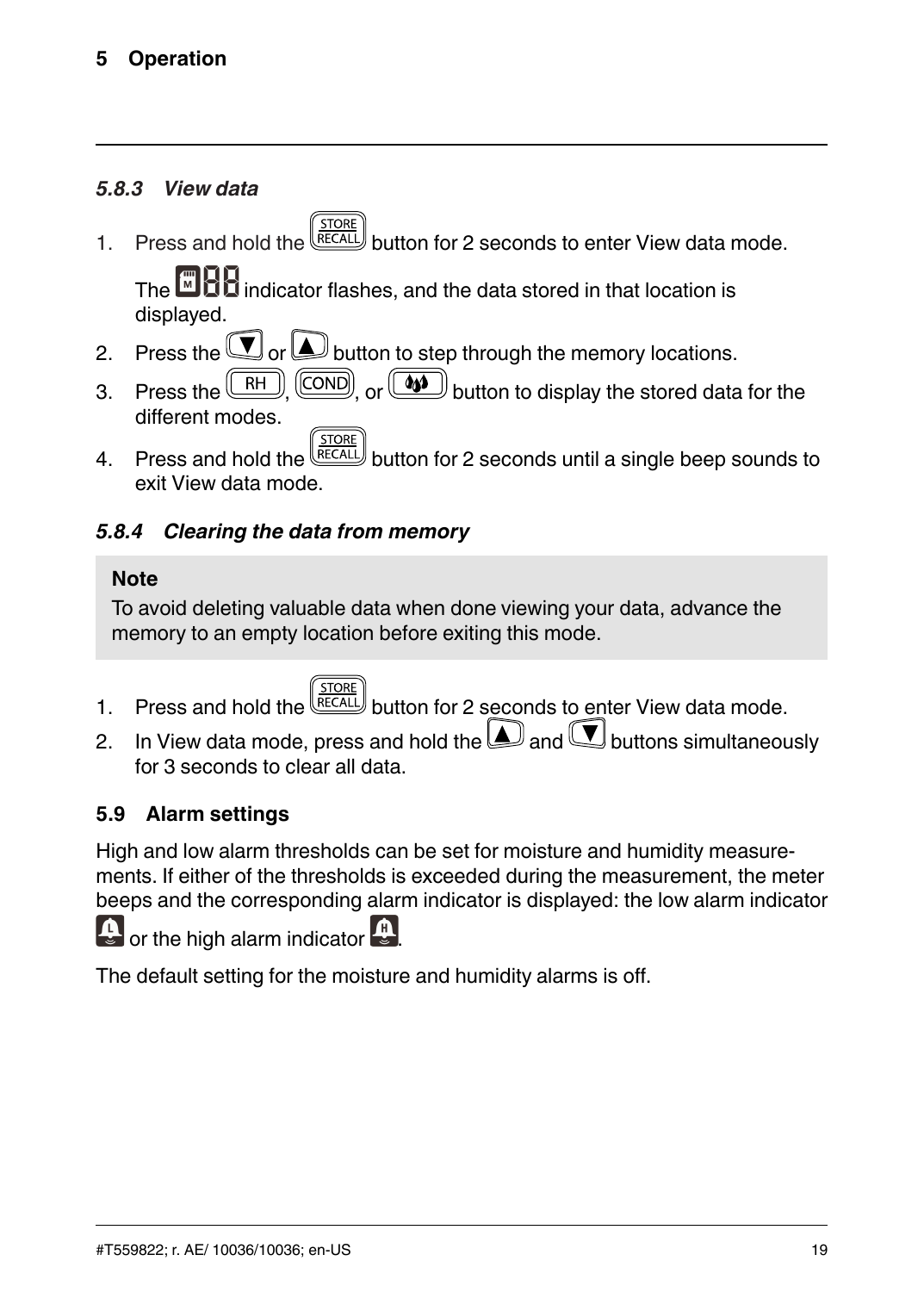#### 5.8.3 View data

1. Press and hold the STORE RECALL button for 2 seconds to enter View data mode.

   The M88 indicator flashes, and the data stored in that location is displayed.
2. Press the ▼ or ▲ button to step through the memory locations.
3. Press the RH, COND, or 💧 button to display the stored data for the different modes.
4. Press and hold the STORE RECALL button for 2 seconds until a single beep sounds to exit View data mode.

#### 5.8.4 Clearing the data from memory

> **Note**
> To avoid deleting valuable data when done viewing your data, advance the memory to an empty location before exiting this mode.

1. Press and hold the STORE RECALL button for 2 seconds to enter View data mode.
2. In View data mode, press and hold the ▲ and ▼ buttons simultaneously for 3 seconds to clear all data.

### 5.9 Alarm settings

High and low alarm thresholds can be set for moisture and humidity measurements. If either of the thresholds is exceeded during the measurement, the meter beeps and the corresponding alarm indicator is displayed: the low alarm indicator L or the high alarm indicator H.

The default setting for the moisture and humidity alarms is off.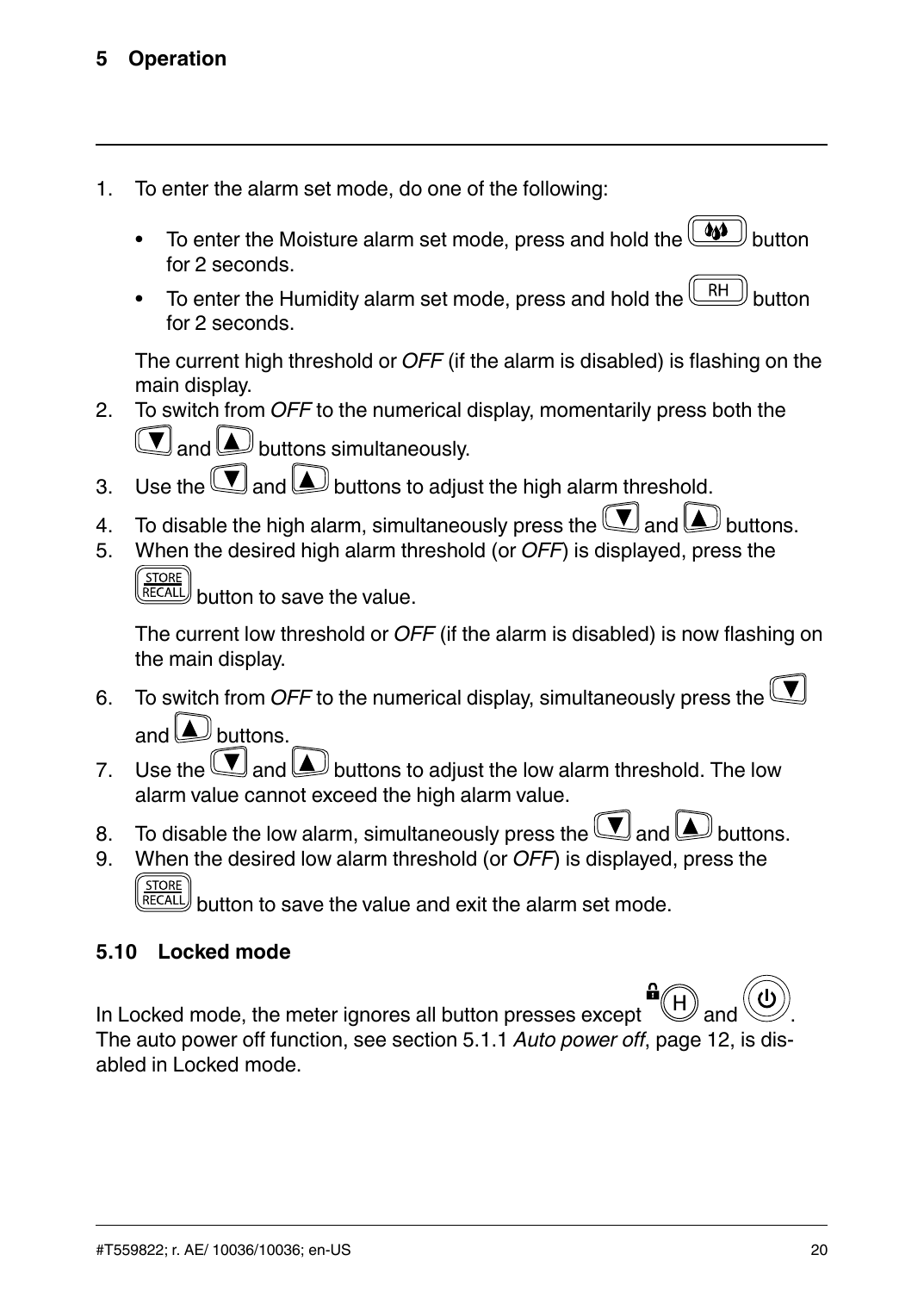1. To enter the alarm set mode, do one of the following:

   - To enter the Moisture alarm set mode, press and hold the [moisture] button for 2 seconds.
   - To enter the Humidity alarm set mode, press and hold the [RH] button for 2 seconds.

   The current high threshold or *OFF* (if the alarm is disabled) is flashing on the main display.
2. To switch from *OFF* to the numerical display, momentarily press both the [▼] and [▲] buttons simultaneously.
3. Use the [▼] and [▲] buttons to adjust the high alarm threshold.
4. To disable the high alarm, simultaneously press the [▼] and [▲] buttons.
5. When the desired high alarm threshold (or *OFF*) is displayed, press the [STORE RECALL] button to save the value.

   The current low threshold or *OFF* (if the alarm is disabled) is now flashing on the main display.
6. To switch from *OFF* to the numerical display, simultaneously press the [▼] and [▲] buttons.
7. Use the [▼] and [▲] buttons to adjust the low alarm threshold. The low alarm value cannot exceed the high alarm value.
8. To disable the low alarm, simultaneously press the [▼] and [▲] buttons.
9. When the desired low alarm threshold (or *OFF*) is displayed, press the [STORE RECALL] button to save the value and exit the alarm set mode.

## 5.10 Locked mode

In Locked mode, the meter ignores all button presses except [H] and [⏻]. The auto power off function, see section 5.1.1 *Auto power off*, page 12, is disabled in Locked mode.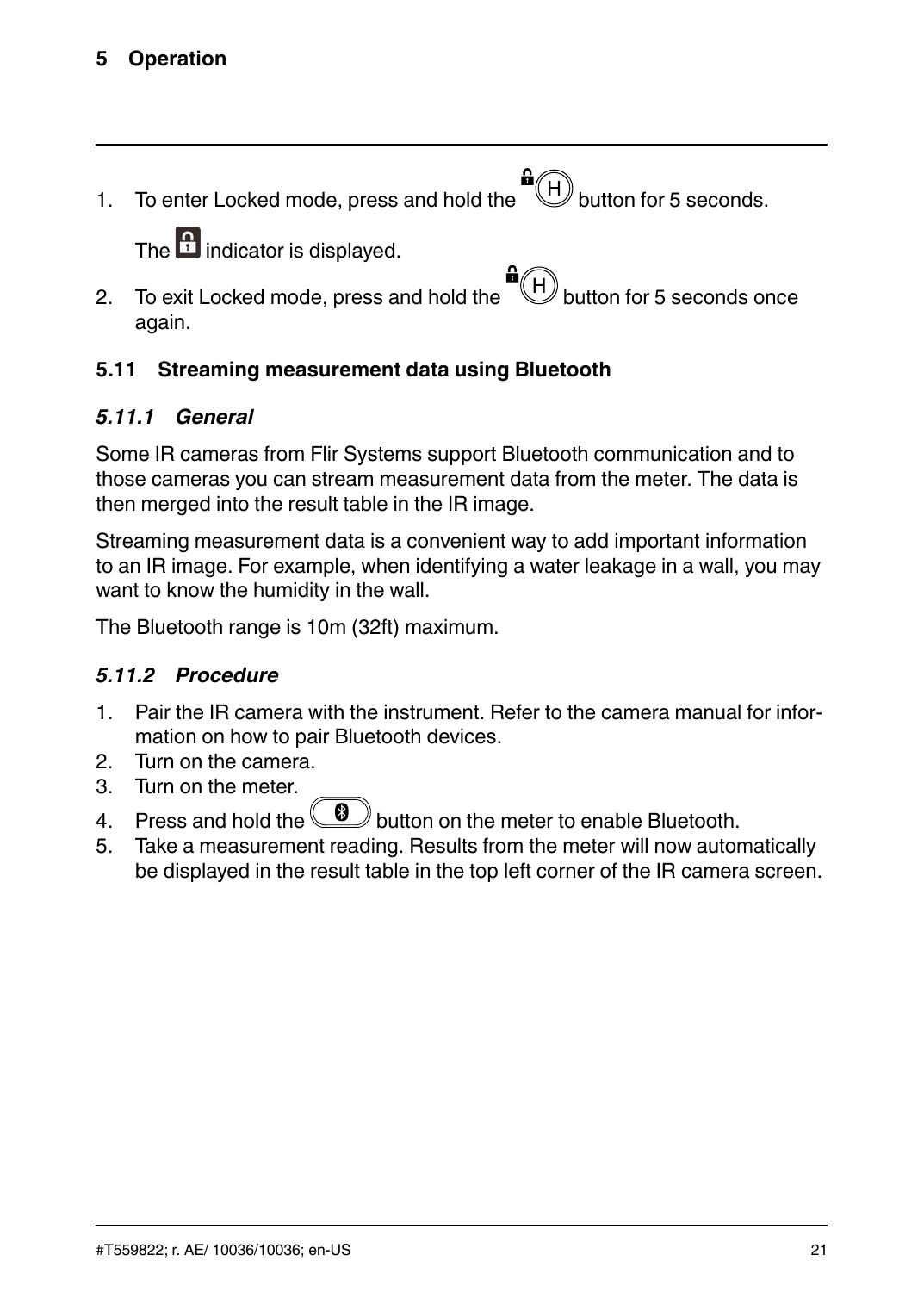1. To enter Locked mode, press and hold the H button for 5 seconds.

   The indicator is displayed.
2. To exit Locked mode, press and hold the H button for 5 seconds once again.

## 5.11 Streaming measurement data using Bluetooth

### *5.11.1 General*

Some IR cameras from Flir Systems support Bluetooth communication and to those cameras you can stream measurement data from the meter. The data is then merged into the result table in the IR image.

Streaming measurement data is a convenient way to add important information to an IR image. For example, when identifying a water leakage in a wall, you may want to know the humidity in the wall.

The Bluetooth range is 10m (32ft) maximum.

### *5.11.2 Procedure*

1. Pair the IR camera with the instrument. Refer to the camera manual for information on how to pair Bluetooth devices.
2. Turn on the camera.
3. Turn on the meter.
4. Press and hold the button on the meter to enable Bluetooth.
5. Take a measurement reading. Results from the meter will now automatically be displayed in the result table in the top left corner of the IR camera screen.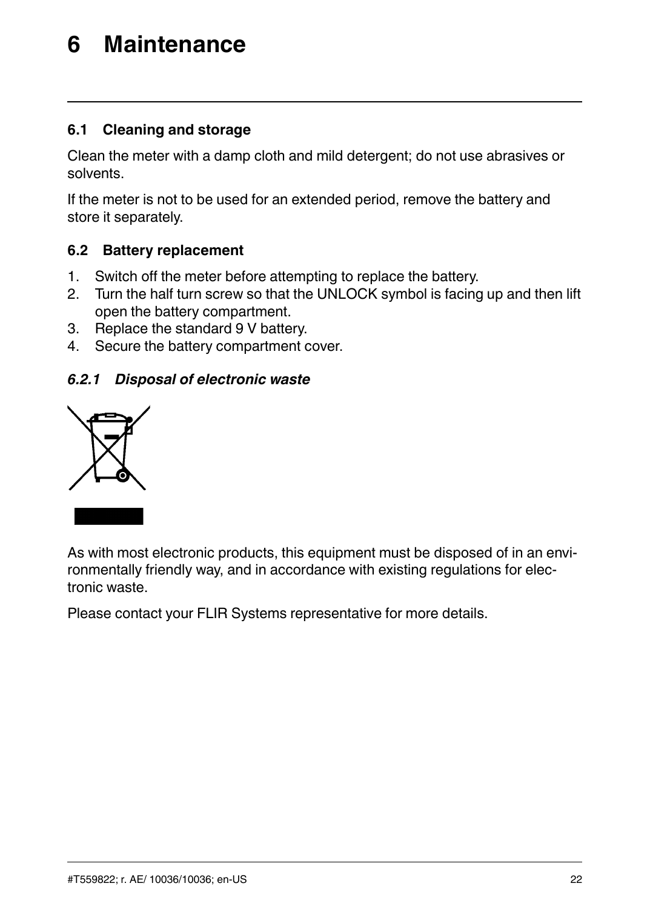# 6 Maintenance

## 6.1 Cleaning and storage

Clean the meter with a damp cloth and mild detergent; do not use abrasives or solvents.

If the meter is not to be used for an extended period, remove the battery and store it separately.

## 6.2 Battery replacement

1. Switch off the meter before attempting to replace the battery.
2. Turn the half turn screw so that the UNLOCK symbol is facing up and then lift open the battery compartment.
3. Replace the standard 9 V battery.
4. Secure the battery compartment cover.

### *6.2.1 Disposal of electronic waste*

As with most electronic products, this equipment must be disposed of in an environmentally friendly way, and in accordance with existing regulations for electronic waste.

Please contact your FLIR Systems representative for more details.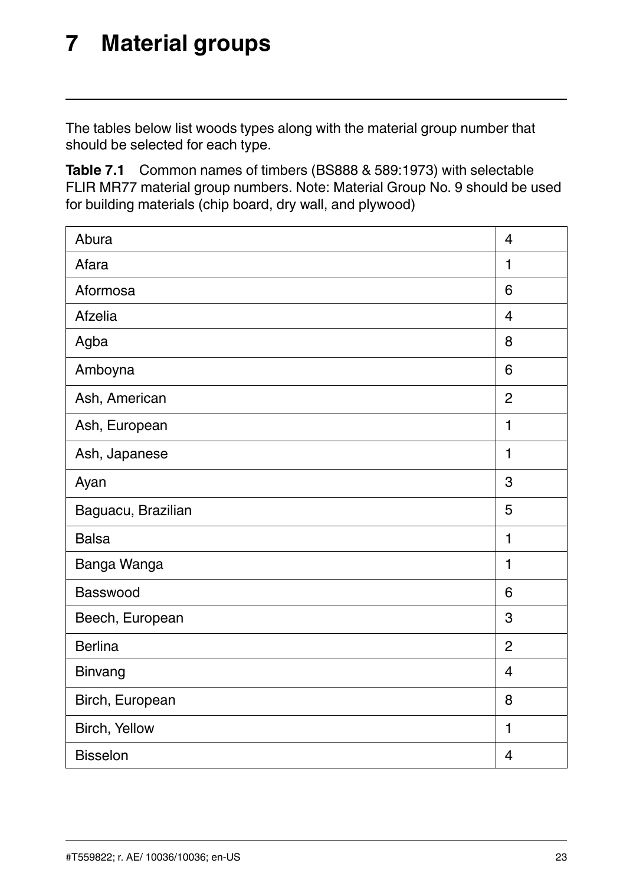# 7 Material groups

The tables below list woods types along with the material group number that should be selected for each type.

**Table 7.1** Common names of timbers (BS888 & 589:1973) with selectable FLIR MR77 material group numbers. Note: Material Group No. 9 should be used for building materials (chip board, dry wall, and plywood)

| | |
|---|---|
| Abura | 4 |
| Afara | 1 |
| Aformosa | 6 |
| Afzelia | 4 |
| Agba | 8 |
| Amboyna | 6 |
| Ash, American | 2 |
| Ash, European | 1 |
| Ash, Japanese | 1 |
| Ayan | 3 |
| Baguacu, Brazilian | 5 |
| Balsa | 1 |
| Banga Wanga | 1 |
| Basswood | 6 |
| Beech, European | 3 |
| Berlina | 2 |
| Binvang | 4 |
| Birch, European | 8 |
| Birch, Yellow | 1 |
| Bisselon | 4 |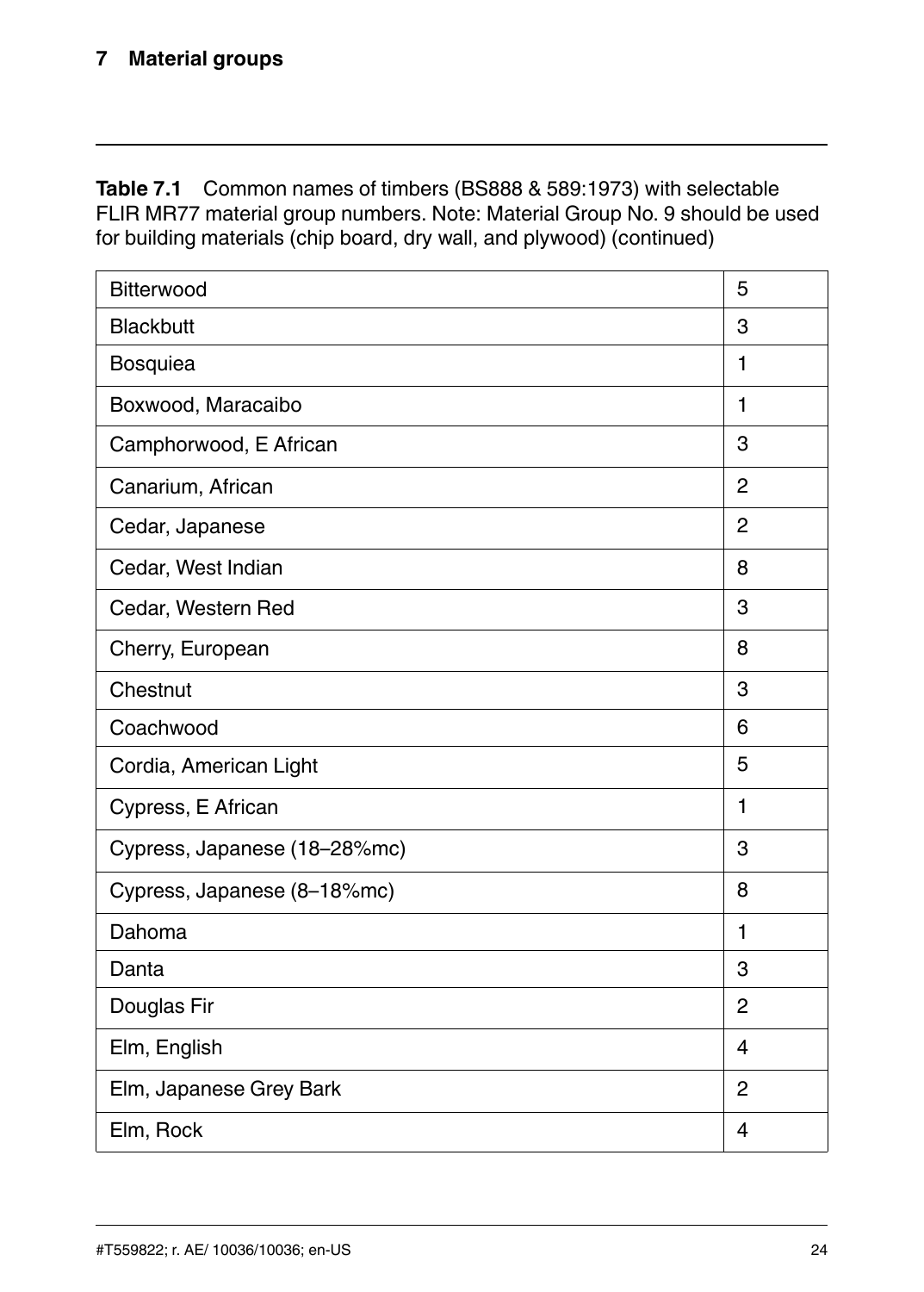**Table 7.1** Common names of timbers (BS888 & 589:1973) with selectable FLIR MR77 material group numbers. Note: Material Group No. 9 should be used for building materials (chip board, dry wall, and plywood) (continued)

| | |
|---|---|
| Bitterwood | 5 |
| Blackbutt | 3 |
| Bosquiea | 1 |
| Boxwood, Maracaibo | 1 |
| Camphorwood, E African | 3 |
| Canarium, African | 2 |
| Cedar, Japanese | 2 |
| Cedar, West Indian | 8 |
| Cedar, Western Red | 3 |
| Cherry, European | 8 |
| Chestnut | 3 |
| Coachwood | 6 |
| Cordia, American Light | 5 |
| Cypress, E African | 1 |
| Cypress, Japanese (18–28%mc) | 3 |
| Cypress, Japanese (8–18%mc) | 8 |
| Dahoma | 1 |
| Danta | 3 |
| Douglas Fir | 2 |
| Elm, English | 4 |
| Elm, Japanese Grey Bark | 2 |
| Elm, Rock | 4 |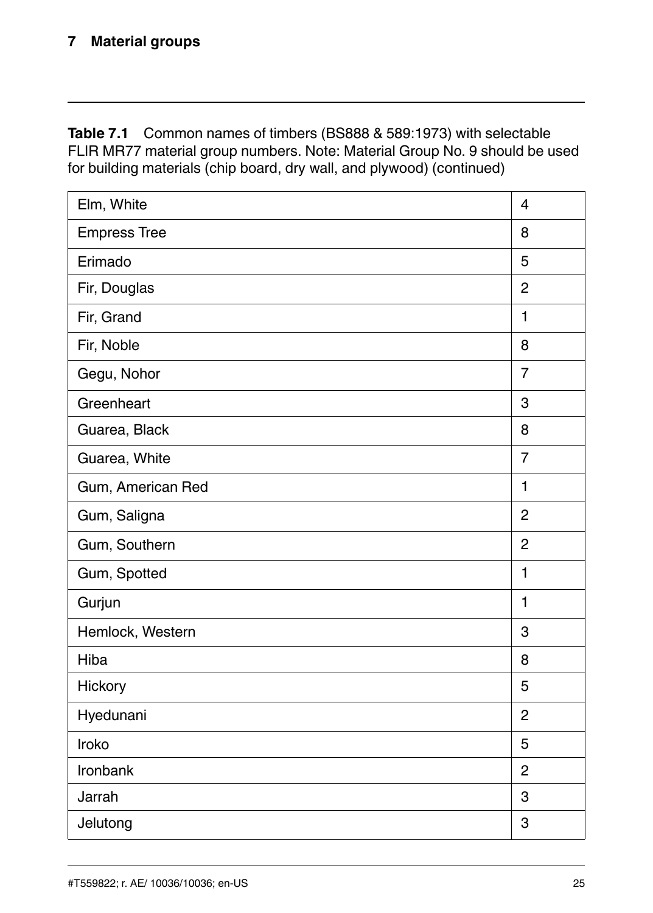## 7 Material groups

**Table 7.1** Common names of timbers (BS888 & 589:1973) with selectable FLIR MR77 material group numbers. Note: Material Group No. 9 should be used for building materials (chip board, dry wall, and plywood) (continued)

| | |
|---|---|
| Elm, White | 4 |
| Empress Tree | 8 |
| Erimado | 5 |
| Fir, Douglas | 2 |
| Fir, Grand | 1 |
| Fir, Noble | 8 |
| Gegu, Nohor | 7 |
| Greenheart | 3 |
| Guarea, Black | 8 |
| Guarea, White | 7 |
| Gum, American Red | 1 |
| Gum, Saligna | 2 |
| Gum, Southern | 2 |
| Gum, Spotted | 1 |
| Gurjun | 1 |
| Hemlock, Western | 3 |
| Hiba | 8 |
| Hickory | 5 |
| Hyedunani | 2 |
| Iroko | 5 |
| Ironbank | 2 |
| Jarrah | 3 |
| Jelutong | 3 |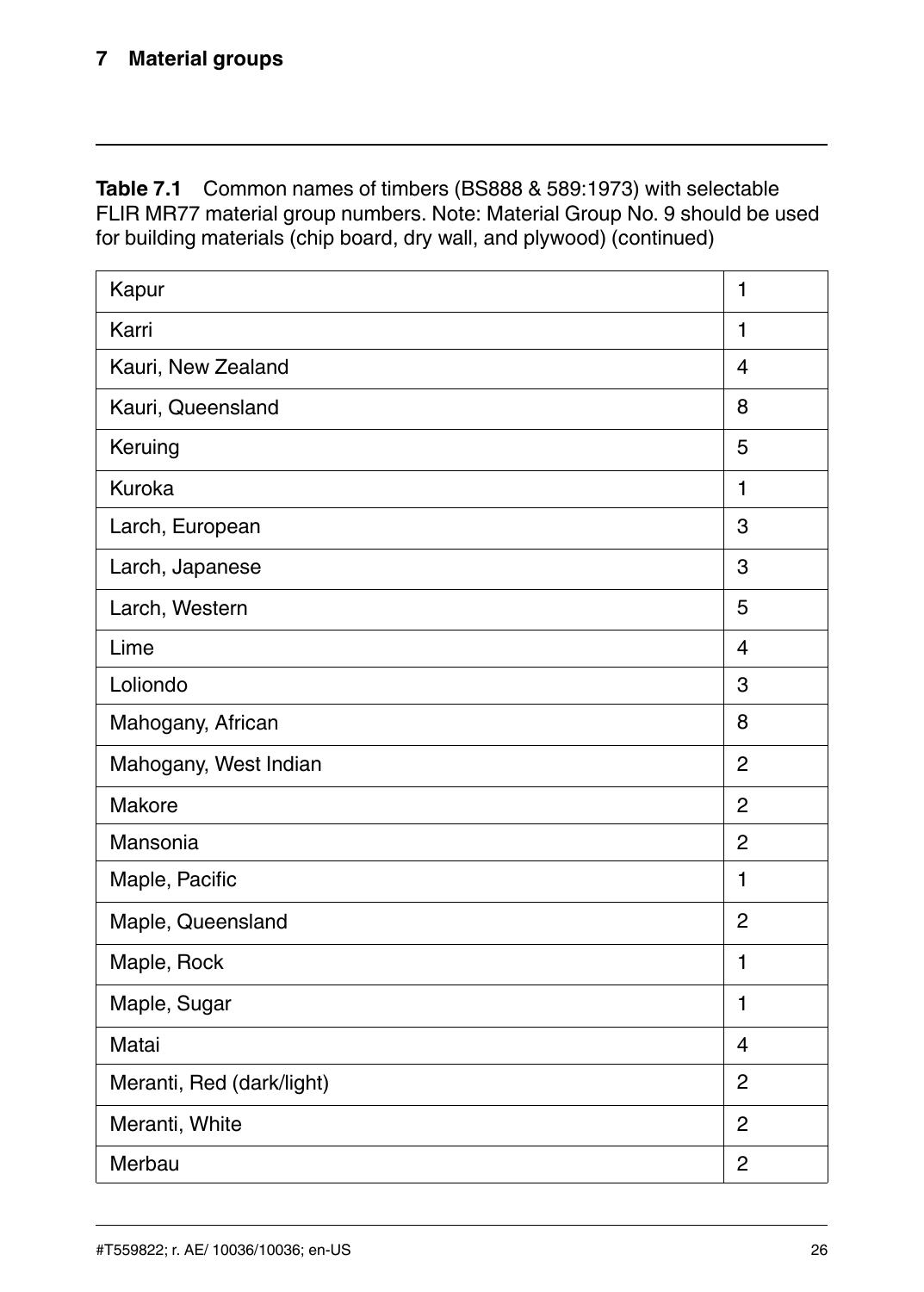**Table 7.1** Common names of timbers (BS888 & 589:1973) with selectable FLIR MR77 material group numbers. Note: Material Group No. 9 should be used for building materials (chip board, dry wall, and plywood) (continued)

| | |
|---|---|
| Kapur | 1 |
| Karri | 1 |
| Kauri, New Zealand | 4 |
| Kauri, Queensland | 8 |
| Keruing | 5 |
| Kuroka | 1 |
| Larch, European | 3 |
| Larch, Japanese | 3 |
| Larch, Western | 5 |
| Lime | 4 |
| Loliondo | 3 |
| Mahogany, African | 8 |
| Mahogany, West Indian | 2 |
| Makore | 2 |
| Mansonia | 2 |
| Maple, Pacific | 1 |
| Maple, Queensland | 2 |
| Maple, Rock | 1 |
| Maple, Sugar | 1 |
| Matai | 4 |
| Meranti, Red (dark/light) | 2 |
| Meranti, White | 2 |
| Merbau | 2 |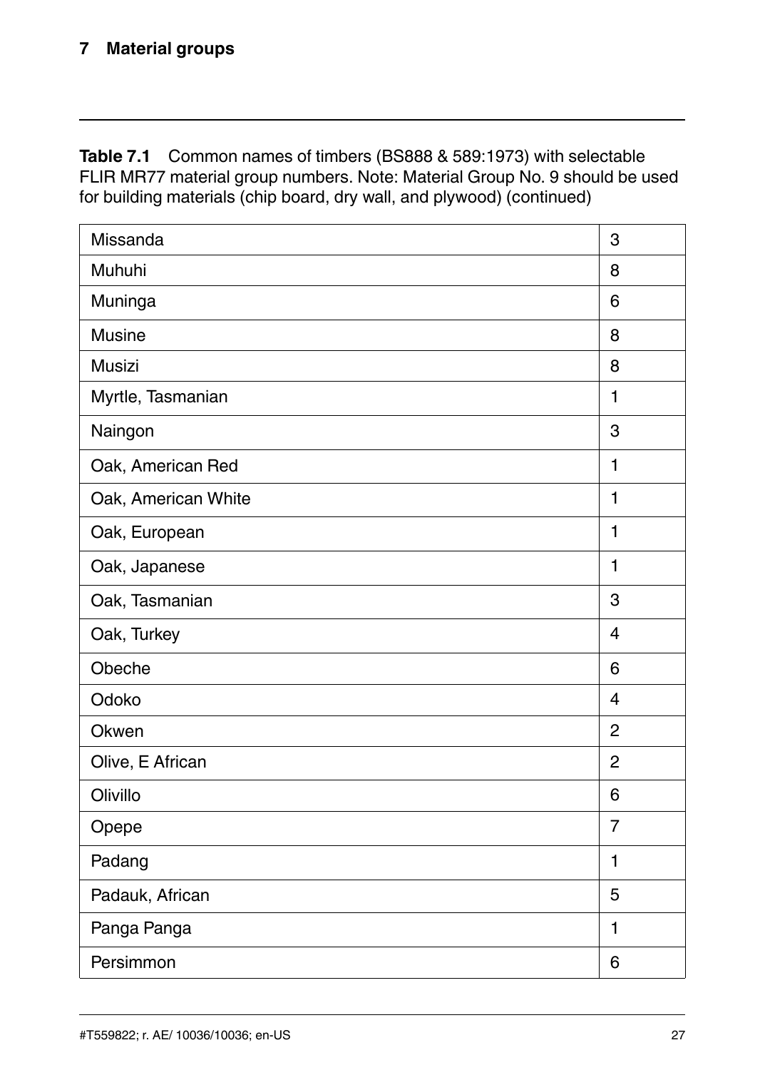**Table 7.1** Common names of timbers (BS888 & 589:1973) with selectable FLIR MR77 material group numbers. Note: Material Group No. 9 should be used for building materials (chip board, dry wall, and plywood) (continued)

| | |
|---|---|
| Missanda | 3 |
| Muhuhi | 8 |
| Muninga | 6 |
| Musine | 8 |
| Musizi | 8 |
| Myrtle, Tasmanian | 1 |
| Naingon | 3 |
| Oak, American Red | 1 |
| Oak, American White | 1 |
| Oak, European | 1 |
| Oak, Japanese | 1 |
| Oak, Tasmanian | 3 |
| Oak, Turkey | 4 |
| Obeche | 6 |
| Odoko | 4 |
| Okwen | 2 |
| Olive, E African | 2 |
| Olivillo | 6 |
| Opepe | 7 |
| Padang | 1 |
| Padauk, African | 5 |
| Panga Panga | 1 |
| Persimmon | 6 |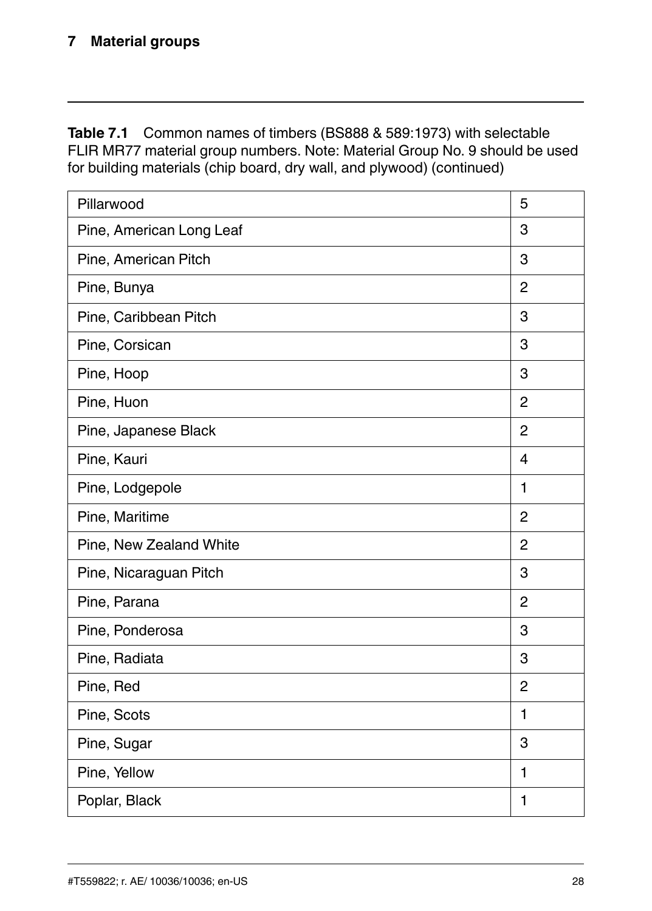**Table 7.1** Common names of timbers (BS888 & 589:1973) with selectable FLIR MR77 material group numbers. Note: Material Group No. 9 should be used for building materials (chip board, dry wall, and plywood) (continued)

| | |
|---|---|
| Pillarwood | 5 |
| Pine, American Long Leaf | 3 |
| Pine, American Pitch | 3 |
| Pine, Bunya | 2 |
| Pine, Caribbean Pitch | 3 |
| Pine, Corsican | 3 |
| Pine, Hoop | 3 |
| Pine, Huon | 2 |
| Pine, Japanese Black | 2 |
| Pine, Kauri | 4 |
| Pine, Lodgepole | 1 |
| Pine, Maritime | 2 |
| Pine, New Zealand White | 2 |
| Pine, Nicaraguan Pitch | 3 |
| Pine, Parana | 2 |
| Pine, Ponderosa | 3 |
| Pine, Radiata | 3 |
| Pine, Red | 2 |
| Pine, Scots | 1 |
| Pine, Sugar | 3 |
| Pine, Yellow | 1 |
| Poplar, Black | 1 |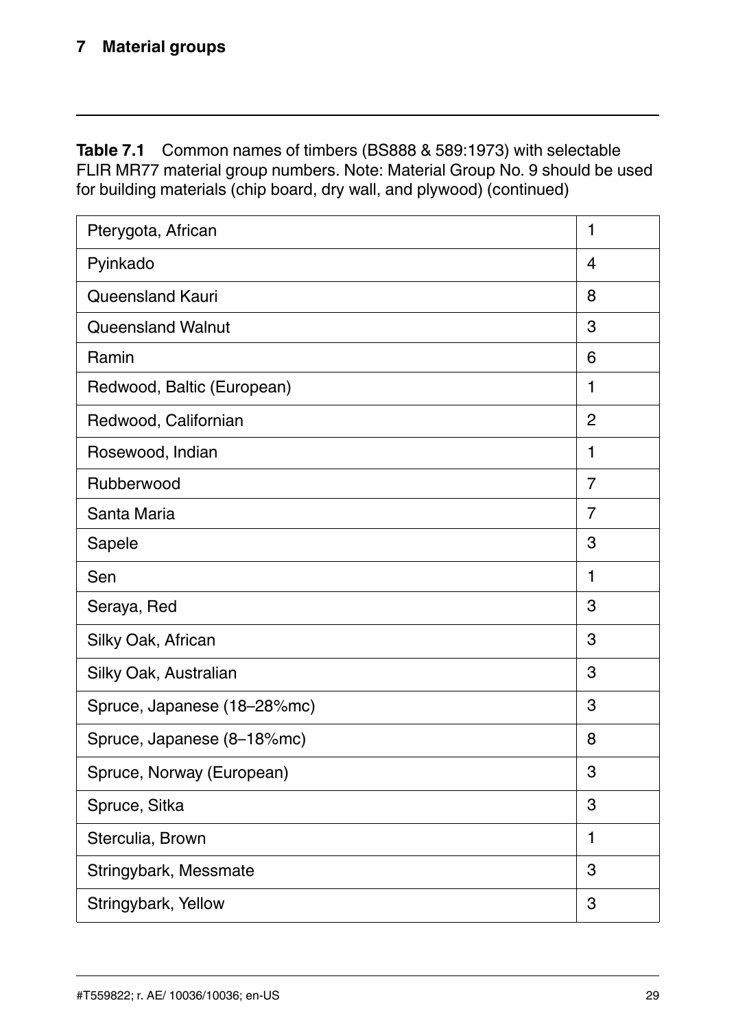**Table 7.1** Common names of timbers (BS888 & 589:1973) with selectable FLIR MR77 material group numbers. Note: Material Group No. 9 should be used for building materials (chip board, dry wall, and plywood) (continued)

| | |
|---|---|
| Pterygota, African | 1 |
| Pyinkado | 4 |
| Queensland Kauri | 8 |
| Queensland Walnut | 3 |
| Ramin | 6 |
| Redwood, Baltic (European) | 1 |
| Redwood, Californian | 2 |
| Rosewood, Indian | 1 |
| Rubberwood | 7 |
| Santa Maria | 7 |
| Sapele | 3 |
| Sen | 1 |
| Seraya, Red | 3 |
| Silky Oak, African | 3 |
| Silky Oak, Australian | 3 |
| Spruce, Japanese (18–28%mc) | 3 |
| Spruce, Japanese (8–18%mc) | 8 |
| Spruce, Norway (European) | 3 |
| Spruce, Sitka | 3 |
| Sterculia, Brown | 1 |
| Stringybark, Messmate | 3 |
| Stringybark, Yellow | 3 |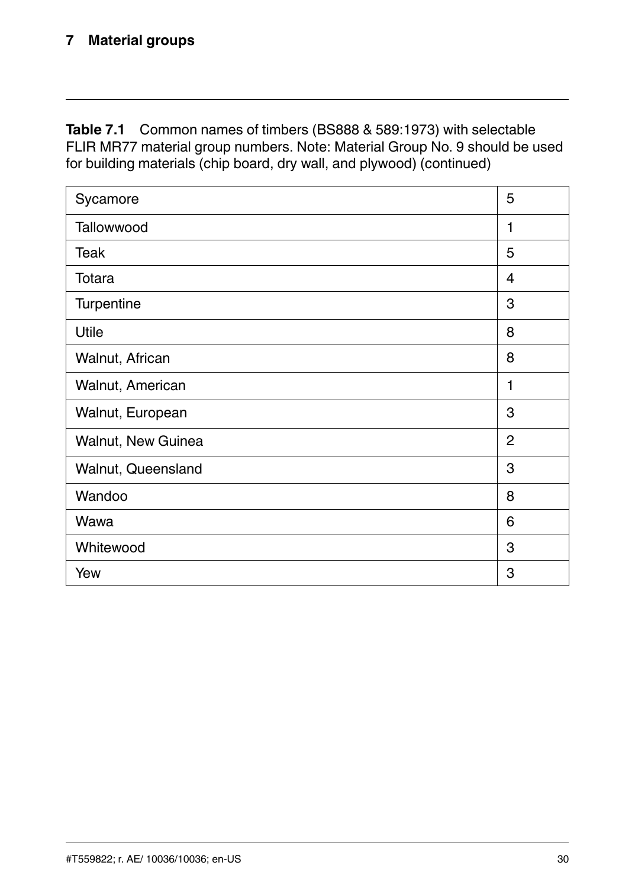**Table 7.1** Common names of timbers (BS888 & 589:1973) with selectable FLIR MR77 material group numbers. Note: Material Group No. 9 should be used for building materials (chip board, dry wall, and plywood) (continued)

| | |
|---|---|
| Sycamore | 5 |
| Tallowwood | 1 |
| Teak | 5 |
| Totara | 4 |
| Turpentine | 3 |
| Utile | 8 |
| Walnut, African | 8 |
| Walnut, American | 1 |
| Walnut, European | 3 |
| Walnut, New Guinea | 2 |
| Walnut, Queensland | 3 |
| Wandoo | 8 |
| Wawa | 6 |
| Whitewood | 3 |
| Yew | 3 |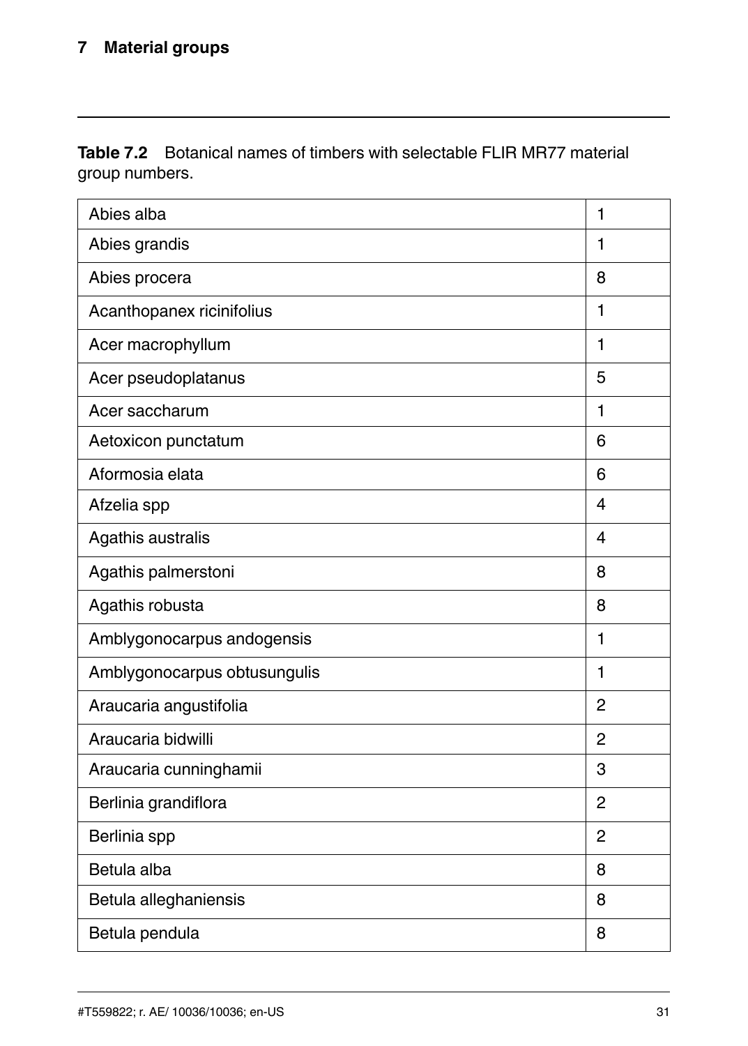**Table 7.2** Botanical names of timbers with selectable FLIR MR77 material group numbers.

| Abies alba | 1 |
|---|---|
| Abies grandis | 1 |
| Abies procera | 8 |
| Acanthopanex ricinifolius | 1 |
| Acer macrophyllum | 1 |
| Acer pseudoplatanus | 5 |
| Acer saccharum | 1 |
| Aetoxicon punctatum | 6 |
| Aformosia elata | 6 |
| Afzelia spp | 4 |
| Agathis australis | 4 |
| Agathis palmerstoni | 8 |
| Agathis robusta | 8 |
| Amblygonocarpus andogensis | 1 |
| Amblygonocarpus obtusungulis | 1 |
| Araucaria angustifolia | 2 |
| Araucaria bidwilli | 2 |
| Araucaria cunninghamii | 3 |
| Berlinia grandiflora | 2 |
| Berlinia spp | 2 |
| Betula alba | 8 |
| Betula alleghaniensis | 8 |
| Betula pendula | 8 |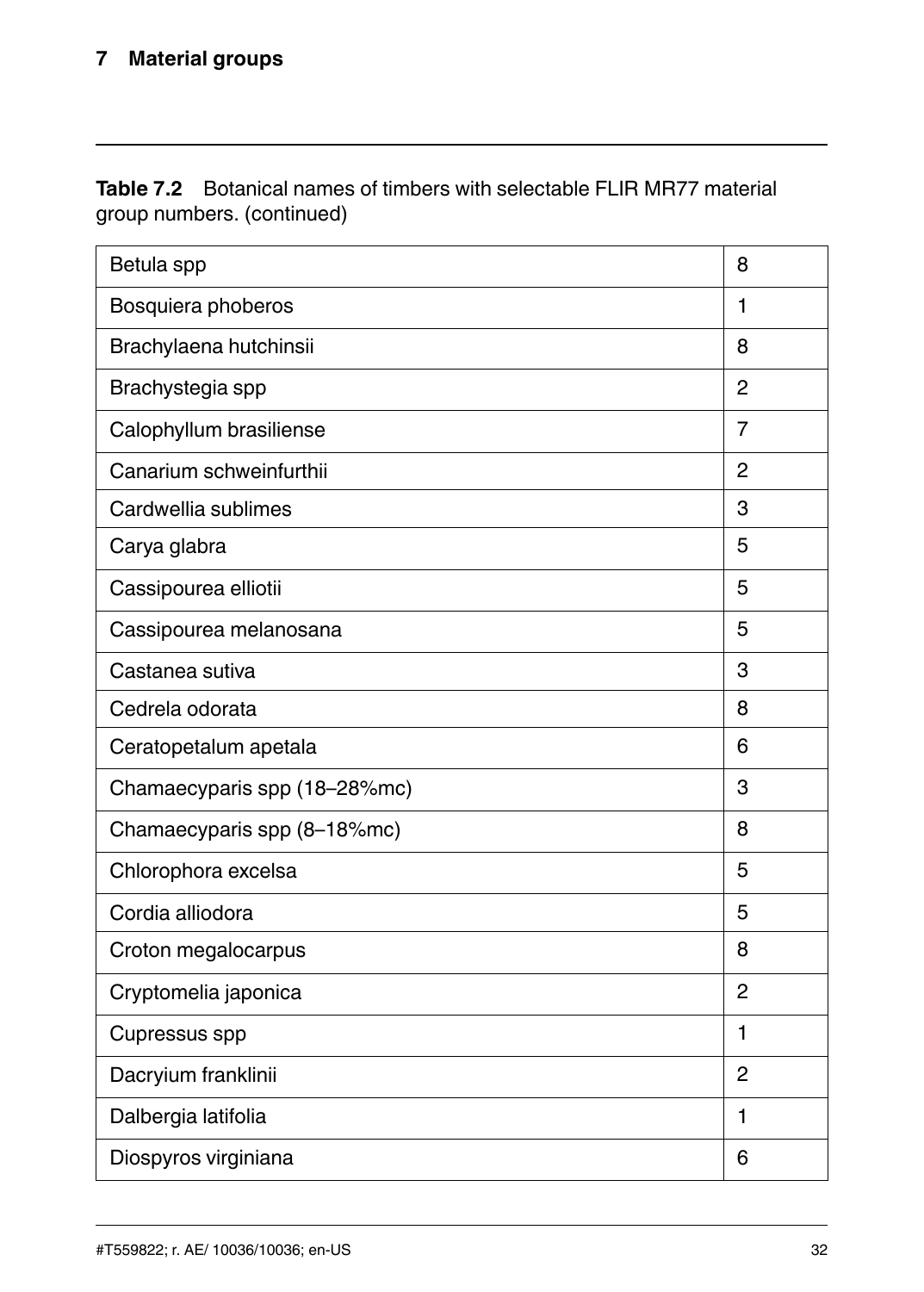**Table 7.2** Botanical names of timbers with selectable FLIR MR77 material group numbers. (continued)

| | |
|---|---|
| Betula spp | 8 |
| Bosquiera phoberos | 1 |
| Brachylaena hutchinsii | 8 |
| Brachystegia spp | 2 |
| Calophyllum brasiliense | 7 |
| Canarium schweinfurthii | 2 |
| Cardwellia sublimes | 3 |
| Carya glabra | 5 |
| Cassipourea elliotii | 5 |
| Cassipourea melanosana | 5 |
| Castanea sutiva | 3 |
| Cedrela odorata | 8 |
| Ceratopetalum apetala | 6 |
| Chamaecyparis spp (18–28%mc) | 3 |
| Chamaecyparis spp (8–18%mc) | 8 |
| Chlorophora excelsa | 5 |
| Cordia alliodora | 5 |
| Croton megalocarpus | 8 |
| Cryptomelia japonica | 2 |
| Cupressus spp | 1 |
| Dacryium franklinii | 2 |
| Dalbergia latifolia | 1 |
| Diospyros virginiana | 6 |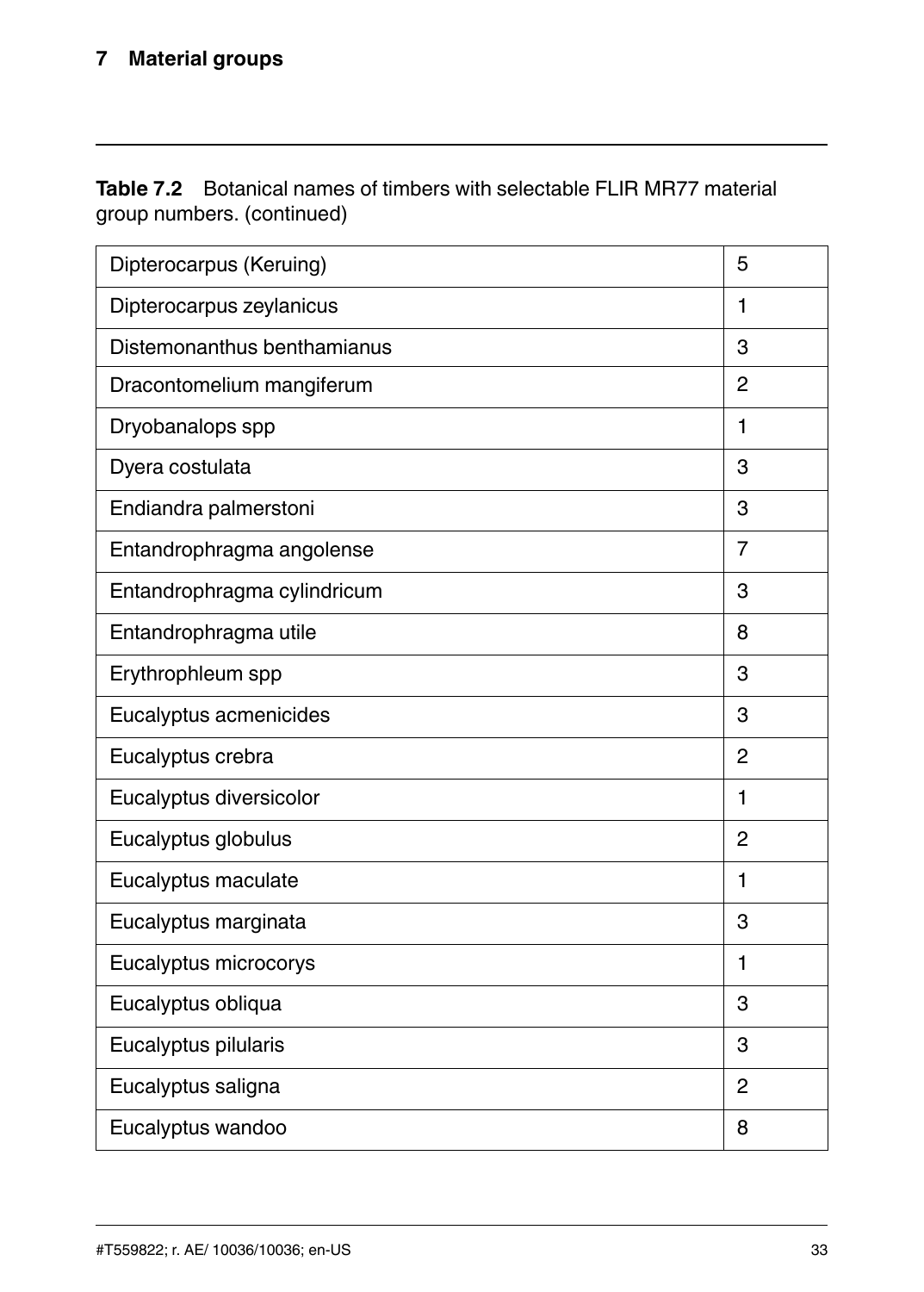**Table 7.2** Botanical names of timbers with selectable FLIR MR77 material group numbers. (continued)

| | |
|---|---|
| Dipterocarpus (Keruing) | 5 |
| Dipterocarpus zeylanicus | 1 |
| Distemonanthus benthamianus | 3 |
| Dracontomelium mangiferum | 2 |
| Dryobanalops spp | 1 |
| Dyera costulata | 3 |
| Endiandra palmerstoni | 3 |
| Entandrophragma angolense | 7 |
| Entandrophragma cylindricum | 3 |
| Entandrophragma utile | 8 |
| Erythrophleum spp | 3 |
| Eucalyptus acmenicides | 3 |
| Eucalyptus crebra | 2 |
| Eucalyptus diversicolor | 1 |
| Eucalyptus globulus | 2 |
| Eucalyptus maculate | 1 |
| Eucalyptus marginata | 3 |
| Eucalyptus microcorys | 1 |
| Eucalyptus obliqua | 3 |
| Eucalyptus pilularis | 3 |
| Eucalyptus saligna | 2 |
| Eucalyptus wandoo | 8 |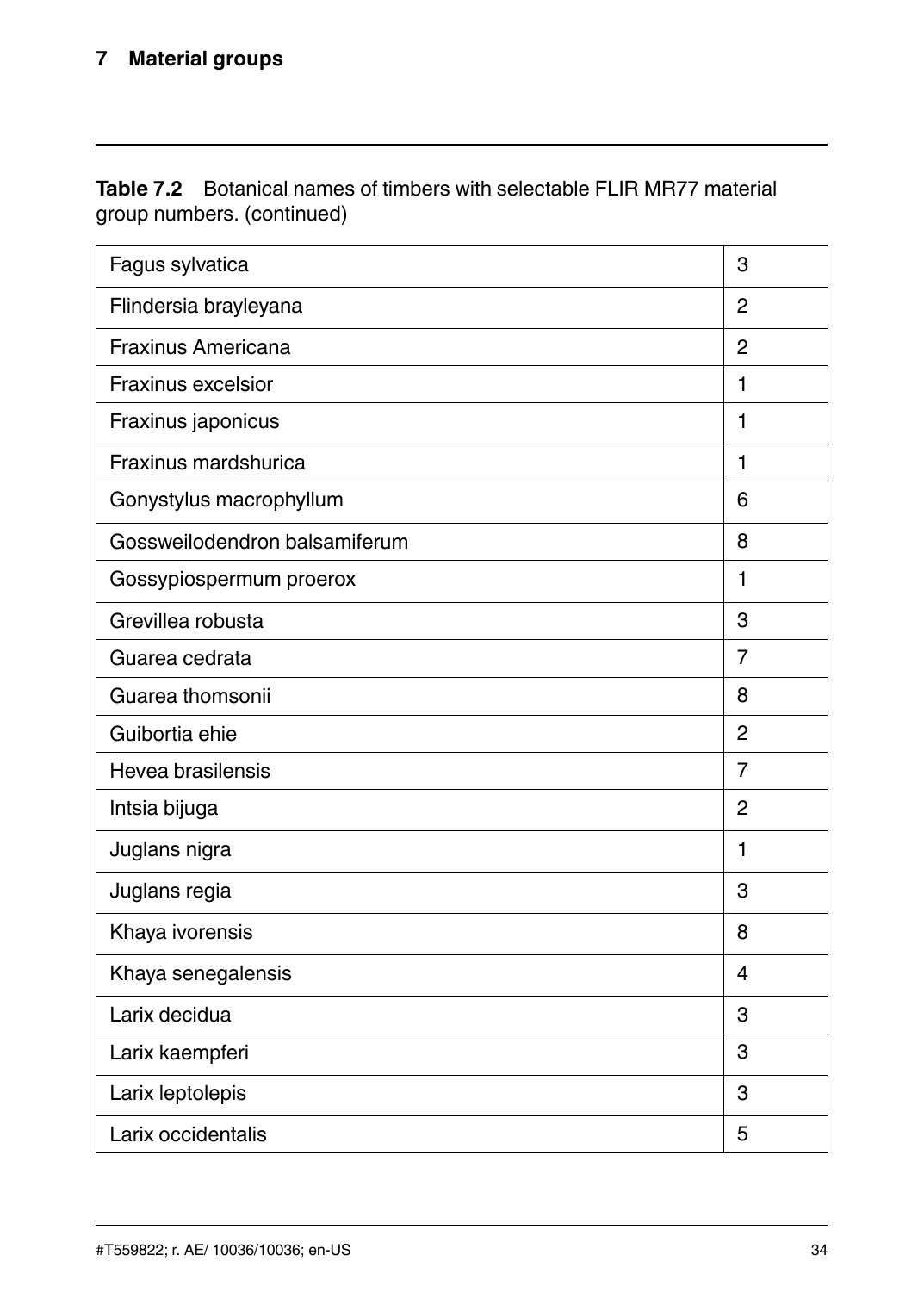**Table 7.2** Botanical names of timbers with selectable FLIR MR77 material group numbers. (continued)

| | |
|---|---|
| Fagus sylvatica | 3 |
| Flindersia brayleyana | 2 |
| Fraxinus Americana | 2 |
| Fraxinus excelsior | 1 |
| Fraxinus japonicus | 1 |
| Fraxinus mardshurica | 1 |
| Gonystylus macrophyllum | 6 |
| Gossweilodendron balsamiferum | 8 |
| Gossypiospermum proerox | 1 |
| Grevillea robusta | 3 |
| Guarea cedrata | 7 |
| Guarea thomsonii | 8 |
| Guibortia ehie | 2 |
| Hevea brasilensis | 7 |
| Intsia bijuga | 2 |
| Juglans nigra | 1 |
| Juglans regia | 3 |
| Khaya ivorensis | 8 |
| Khaya senegalensis | 4 |
| Larix decidua | 3 |
| Larix kaempferi | 3 |
| Larix leptolepis | 3 |
| Larix occidentalis | 5 |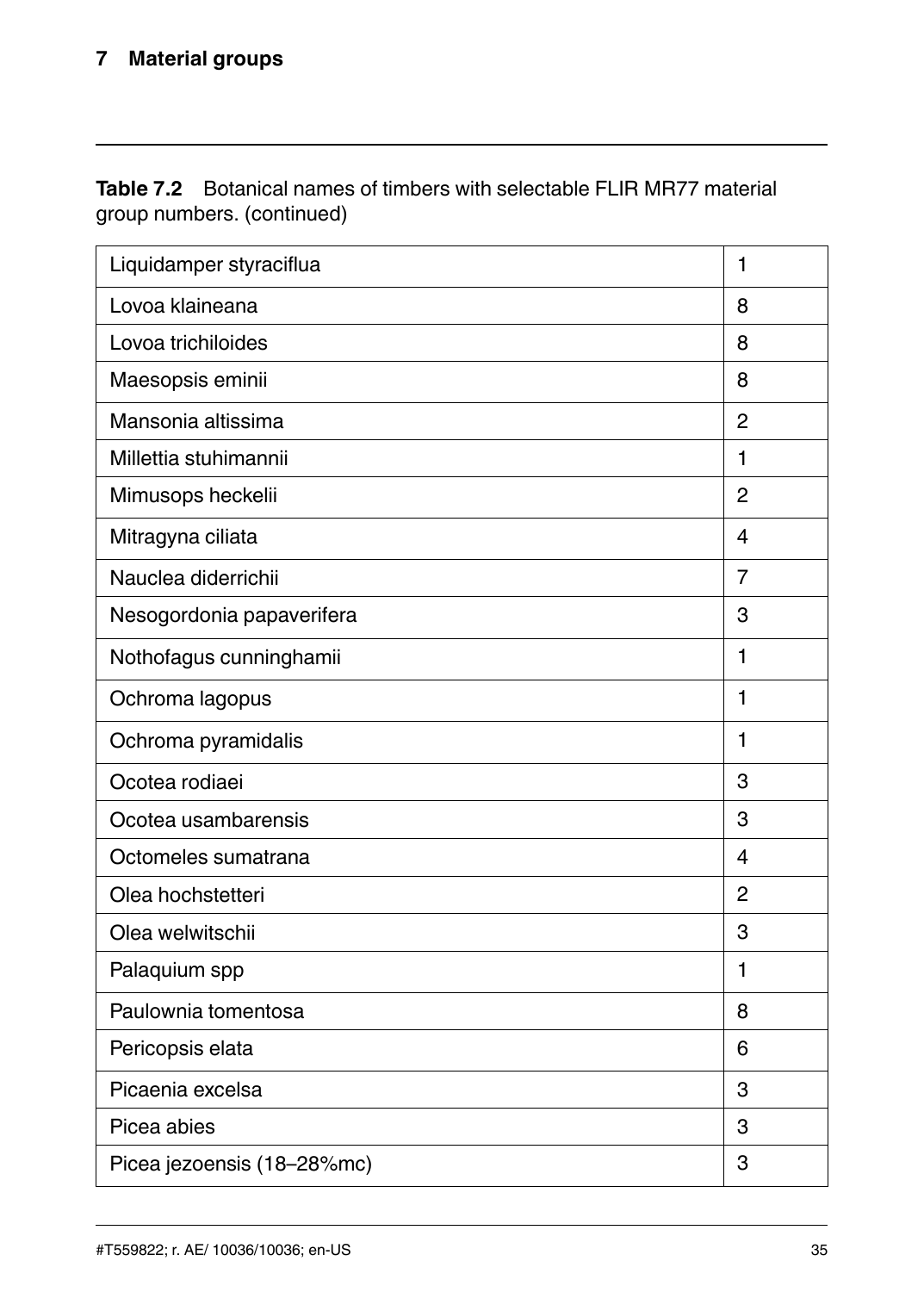**Table 7.2** Botanical names of timbers with selectable FLIR MR77 material group numbers. (continued)

| | |
|---|---|
| Liquidamper styraciflua | 1 |
| Lovoa klaineana | 8 |
| Lovoa trichiloides | 8 |
| Maesopsis eminii | 8 |
| Mansonia altissima | 2 |
| Millettia stuhimannii | 1 |
| Mimusops heckelii | 2 |
| Mitragyna ciliata | 4 |
| Nauclea diderrichii | 7 |
| Nesogordonia papaverifera | 3 |
| Nothofagus cunninghamii | 1 |
| Ochroma lagopus | 1 |
| Ochroma pyramidalis | 1 |
| Ocotea rodiaei | 3 |
| Ocotea usambarensis | 3 |
| Octomeles sumatrana | 4 |
| Olea hochstetteri | 2 |
| Olea welwitschii | 3 |
| Palaquium spp | 1 |
| Paulownia tomentosa | 8 |
| Pericopsis elata | 6 |
| Picaenia excelsa | 3 |
| Picea abies | 3 |
| Picea jezoensis (18–28%mc) | 3 |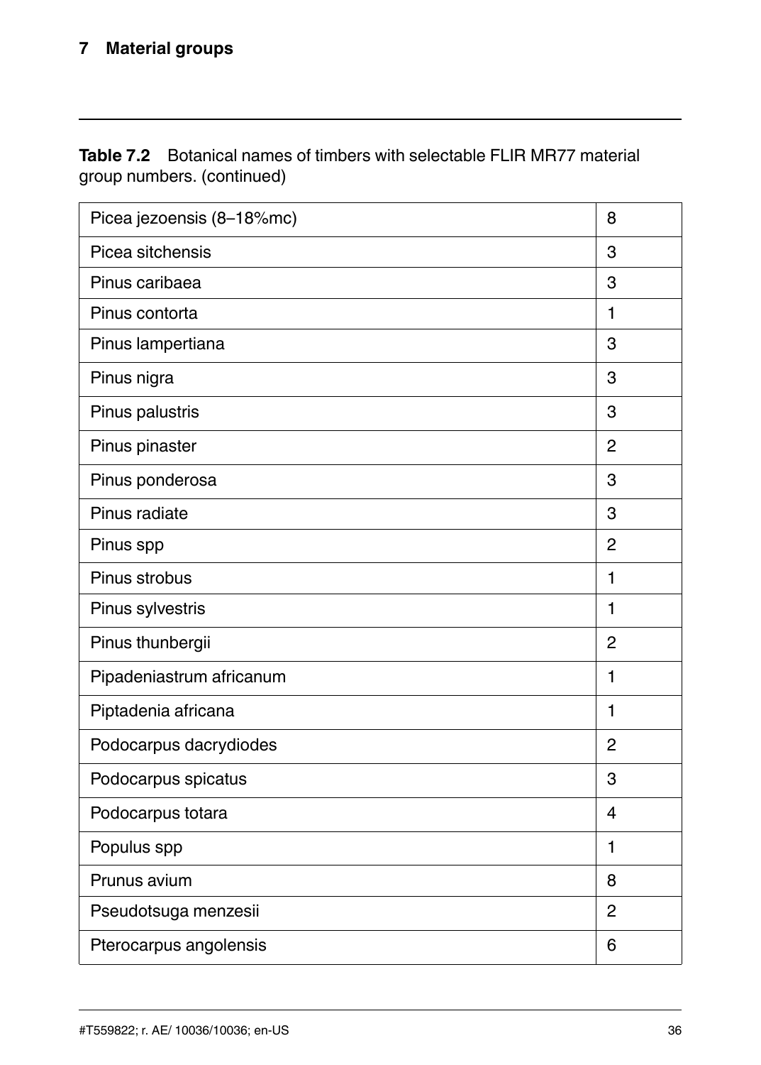## 7 Material groups

**Table 7.2** Botanical names of timbers with selectable FLIR MR77 material group numbers. (continued)

| | |
|---|---|
| Picea jezoensis (8–18%mc) | 8 |
| Picea sitchensis | 3 |
| Pinus caribaea | 3 |
| Pinus contorta | 1 |
| Pinus lampertiana | 3 |
| Pinus nigra | 3 |
| Pinus palustris | 3 |
| Pinus pinaster | 2 |
| Pinus ponderosa | 3 |
| Pinus radiate | 3 |
| Pinus spp | 2 |
| Pinus strobus | 1 |
| Pinus sylvestris | 1 |
| Pinus thunbergii | 2 |
| Pipadeniastrum africanum | 1 |
| Piptadenia africana | 1 |
| Podocarpus dacrydiodes | 2 |
| Podocarpus spicatus | 3 |
| Podocarpus totara | 4 |
| Populus spp | 1 |
| Prunus avium | 8 |
| Pseudotsuga menzesii | 2 |
| Pterocarpus angolensis | 6 |

#T559822; r. AE/ 10036/10036; en-US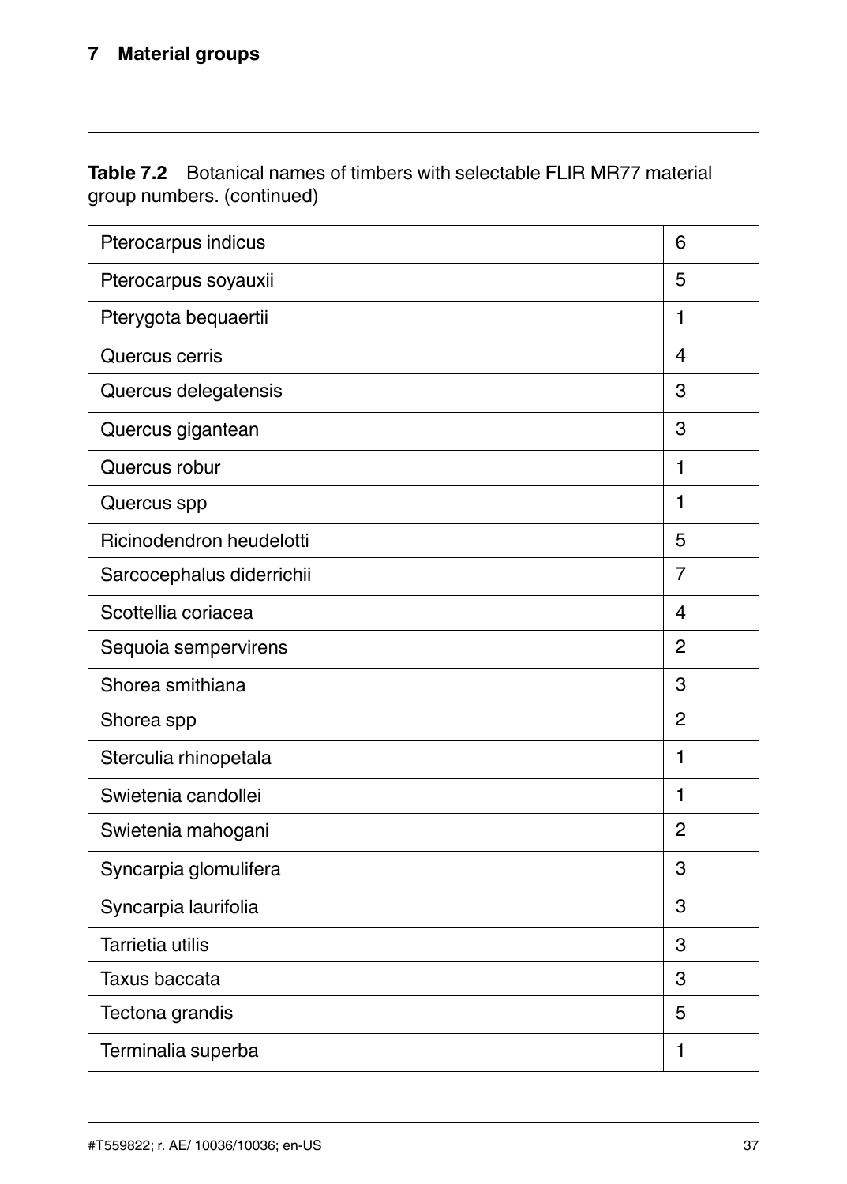**Table 7.2** Botanical names of timbers with selectable FLIR MR77 material group numbers. (continued)

| | |
|---|---|
| Pterocarpus indicus | 6 |
| Pterocarpus soyauxii | 5 |
| Pterygota bequaertii | 1 |
| Quercus cerris | 4 |
| Quercus delegatensis | 3 |
| Quercus gigantean | 3 |
| Quercus robur | 1 |
| Quercus spp | 1 |
| Ricinodendron heudelotti | 5 |
| Sarcocephalus diderrichii | 7 |
| Scottellia coriacea | 4 |
| Sequoia sempervirens | 2 |
| Shorea smithiana | 3 |
| Shorea spp | 2 |
| Sterculia rhinopetala | 1 |
| Swietenia candollei | 1 |
| Swietenia mahogani | 2 |
| Syncarpia glomulifera | 3 |
| Syncarpia laurifolia | 3 |
| Tarrietia utilis | 3 |
| Taxus baccata | 3 |
| Tectona grandis | 5 |
| Terminalia superba | 1 |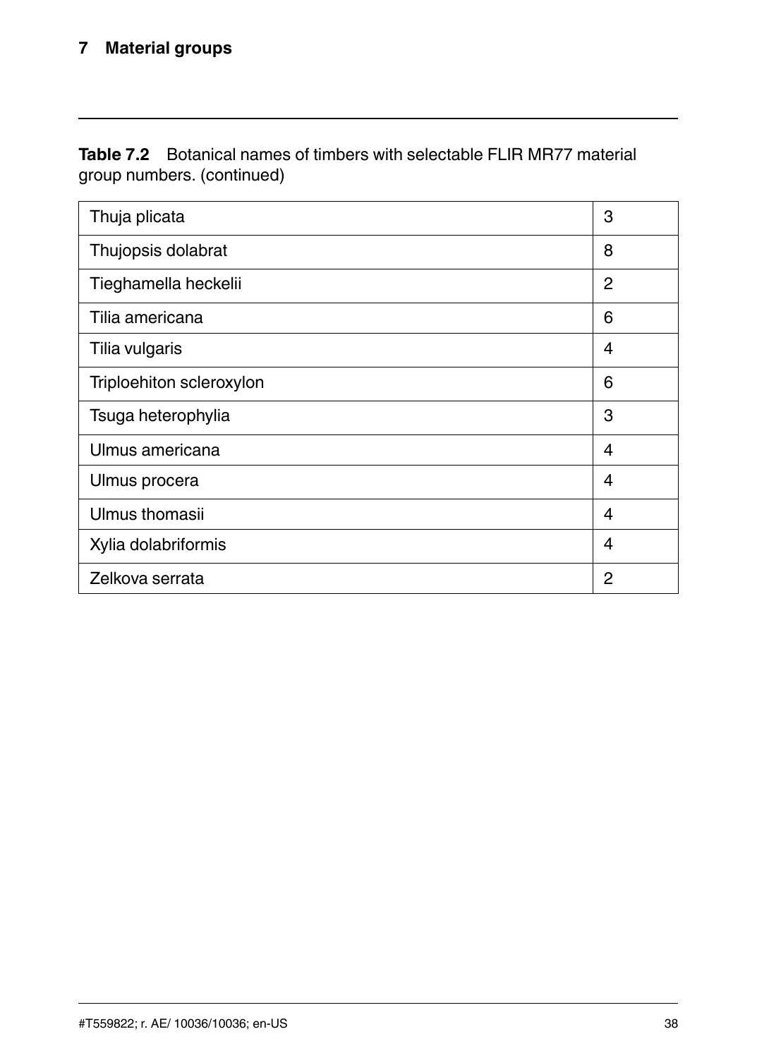**Table 7.2** Botanical names of timbers with selectable FLIR MR77 material group numbers. (continued)

| | |
|---|---|
| Thuja plicata | 3 |
| Thujopsis dolabrat | 8 |
| Tieghamella heckelii | 2 |
| Tilia americana | 6 |
| Tilia vulgaris | 4 |
| Triploehiton scleroxylon | 6 |
| Tsuga heterophylia | 3 |
| Ulmus americana | 4 |
| Ulmus procera | 4 |
| Ulmus thomasii | 4 |
| Xylia dolabriformis | 4 |
| Zelkova serrata | 2 |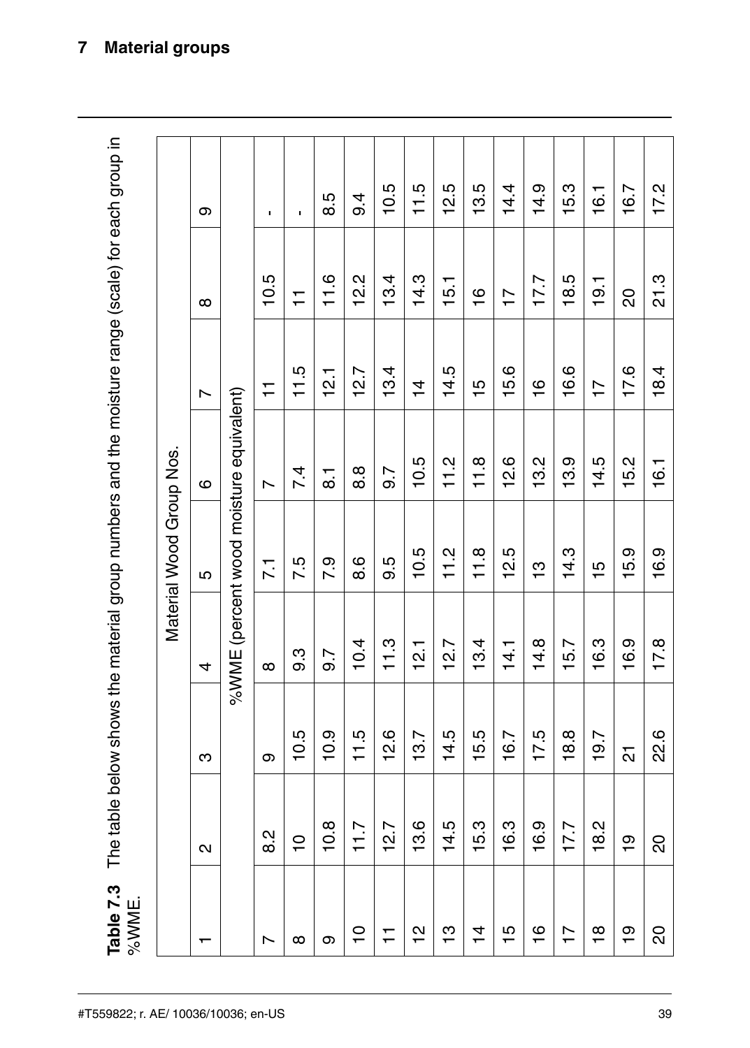# 7 Material groups

**Table 7.3** The table below shows the material group numbers and the moisture range (scale) for each group in %WME.

| | Material Wood Group Nos. | | | | | | | |
|---|---|---|---|---|---|---|---|---|
| 1 | 2 | 3 | 4 | 5 | 6 | 7 | 8 | 9 |
| | %WME (percent wood moisture equivalent) | | | | | | | |
| 7 | 8.2 | 9 | 8 | 7.1 | 7 | 11 | 10.5 | - |
| 8 | 10 | 10.5 | 9.3 | 7.5 | 7.4 | 11.5 | 11 | - |
| 9 | 10.8 | 10.9 | 9.7 | 7.9 | 8.1 | 12.1 | 11.6 | 8.5 |
| 10 | 11.7 | 11.5 | 10.4 | 8.6 | 8.8 | 12.7 | 12.2 | 9.4 |
| 11 | 12.7 | 12.6 | 11.3 | 9.5 | 9.7 | 13.4 | 13.4 | 10.5 |
| 12 | 13.6 | 13.7 | 12.1 | 10.5 | 10.5 | 14 | 14.3 | 11.5 |
| 13 | 14.5 | 14.5 | 12.7 | 11.2 | 11.2 | 14.5 | 15.1 | 12.5 |
| 14 | 15.3 | 15.5 | 13.4 | 11.8 | 11.8 | 15 | 16 | 13.5 |
| 15 | 16.3 | 16.7 | 14.1 | 12.5 | 12.6 | 15.6 | 17 | 14.4 |
| 16 | 16.9 | 17.5 | 14.8 | 13 | 13.2 | 16 | 17.7 | 14.9 |
| 17 | 17.7 | 18.8 | 15.7 | 14.3 | 13.9 | 16.6 | 18.5 | 15.3 |
| 18 | 18.2 | 19.7 | 16.3 | 15 | 14.5 | 17 | 19.1 | 16.1 |
| 19 | 19 | 21 | 16.9 | 15.9 | 15.2 | 17.6 | 20 | 16.7 |
| 20 | 20 | 22.6 | 17.8 | 16.9 | 16.1 | 18.4 | 21.3 | 17.2 |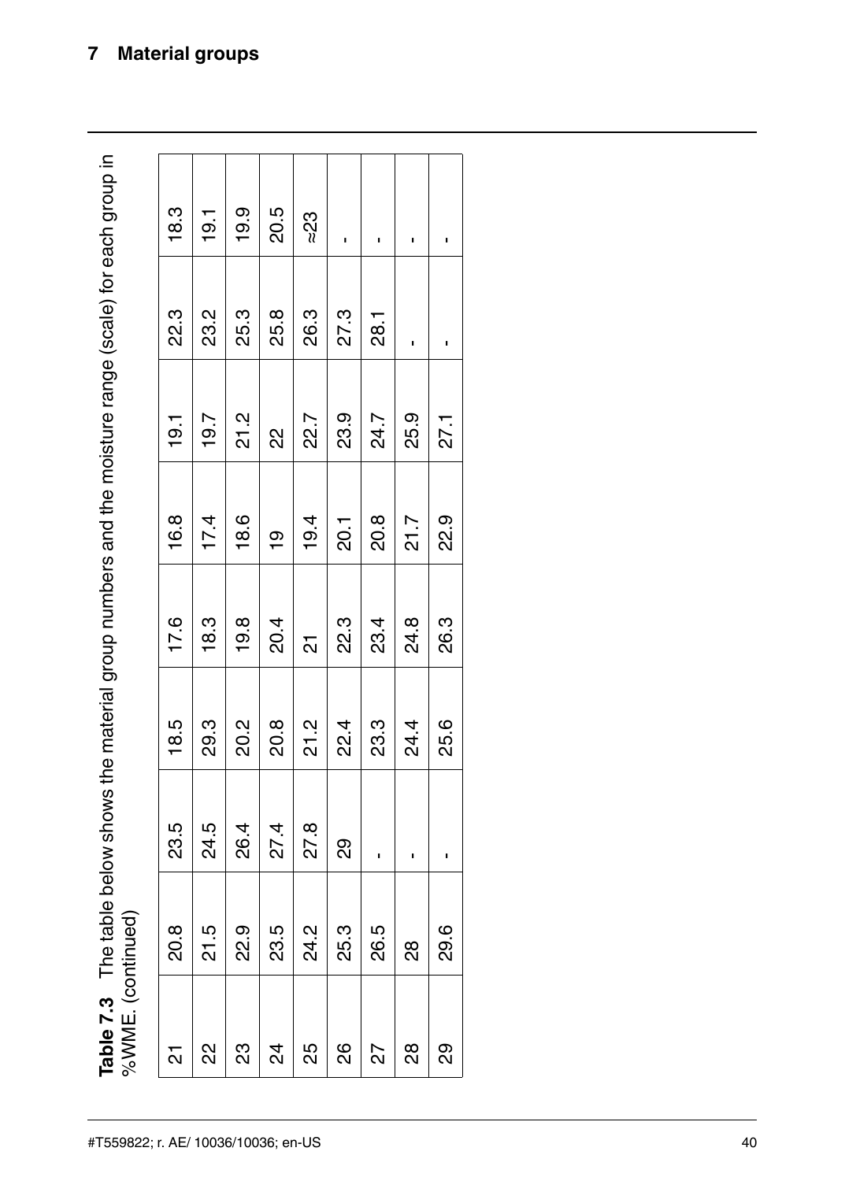# 7 Material groups

**Table 7.3** The table below shows the material group numbers and the moisture range (scale) for each group in %WME. (continued)

| | | | | | | | | |
|---|---|---|---|---|---|---|---|---|
| 21 | 20.8 | 23.5 | 18.5 | 17.6 | 16.8 | 19.1 | 22.3 | 18.3 |
| 22 | 21.5 | 24.5 | 29.3 | 18.3 | 17.4 | 19.7 | 23.2 | 19.1 |
| 23 | 22.9 | 26.4 | 20.2 | 19.8 | 18.6 | 21.2 | 25.3 | 19.9 |
| 24 | 23.5 | 27.4 | 20.8 | 20.4 | 19 | 22 | 25.8 | 20.5 |
| 25 | 24.2 | 27.8 | 21.2 | 21 | 19.4 | 22.7 | 26.3 | ≈23 |
| 26 | 25.3 | 29 | 22.4 | 22.3 | 20.1 | 23.9 | 27.3 | - |
| 27 | 26.5 | - | 23.3 | 23.4 | 20.8 | 24.7 | 28.1 | - |
| 28 | 28 | - | 24.4 | 24.8 | 21.7 | 25.9 | - | - |
| 29 | 29.6 | - | 25.6 | 26.3 | 22.9 | 27.1 | - | - |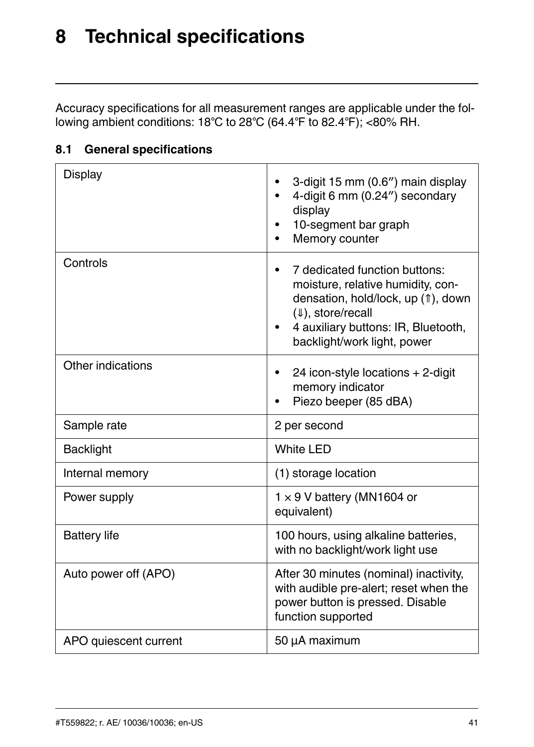# 8 Technical specifications

Accuracy specifications for all measurement ranges are applicable under the following ambient conditions: 18°C to 28°C (64.4°F to 82.4°F); <80% RH.

## 8.1 General specifications

| | |
|---|---|
| Display | • 3-digit 15 mm (0.6″) main display<br>• 4-digit 6 mm (0.24″) secondary display<br>• 10-segment bar graph<br>• Memory counter |
| Controls | • 7 dedicated function buttons: moisture, relative humidity, condensation, hold/lock, up (⇑), down (⇓), store/recall<br>• 4 auxiliary buttons: IR, Bluetooth, backlight/work light, power |
| Other indications | • 24 icon-style locations + 2-digit memory indicator<br>• Piezo beeper (85 dBA) |
| Sample rate | 2 per second |
| Backlight | White LED |
| Internal memory | (1) storage location |
| Power supply | 1 × 9 V battery (MN1604 or equivalent) |
| Battery life | 100 hours, using alkaline batteries, with no backlight/work light use |
| Auto power off (APO) | After 30 minutes (nominal) inactivity, with audible pre-alert; reset when the power button is pressed. Disable function supported |
| APO quiescent current | 50 µA maximum |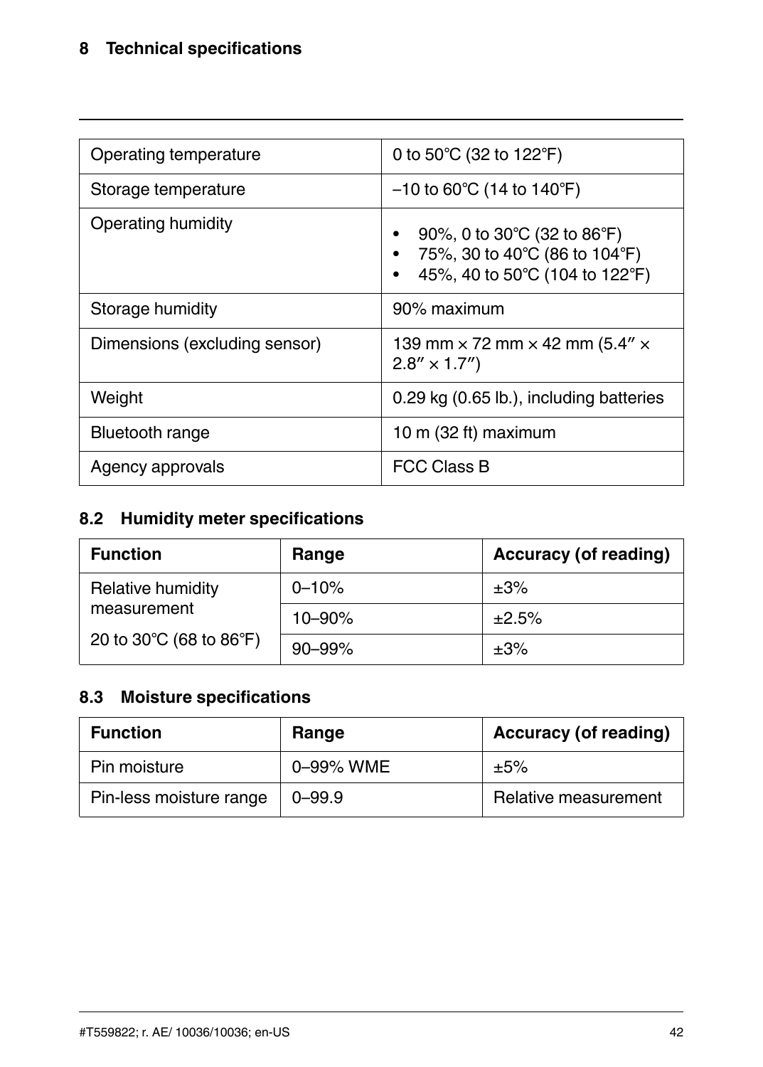| Operating temperature | 0 to 50°C (32 to 122°F) |
|---|---|
| Storage temperature | –10 to 60°C (14 to 140°F) |
| Operating humidity | • 90%, 0 to 30°C (32 to 86°F)<br>• 75%, 30 to 40°C (86 to 104°F)<br>• 45%, 40 to 50°C (104 to 122°F) |
| Storage humidity | 90% maximum |
| Dimensions (excluding sensor) | 139 mm × 72 mm × 42 mm (5.4″ × 2.8″ × 1.7″) |
| Weight | 0.29 kg (0.65 lb.), including batteries |
| Bluetooth range | 10 m (32 ft) maximum |
| Agency approvals | FCC Class B |

## 8.2 Humidity meter specifications

| Function | Range | Accuracy (of reading) |
|---|---|---|
| Relative humidity measurement<br><br>20 to 30°C (68 to 86°F) | 0–10% | ±3% |
| | 10–90% | ±2.5% |
| | 90–99% | ±3% |

## 8.3 Moisture specifications

| Function | Range | Accuracy (of reading) |
|---|---|---|
| Pin moisture | 0–99% WME | ±5% |
| Pin-less moisture range | 0–99.9 | Relative measurement |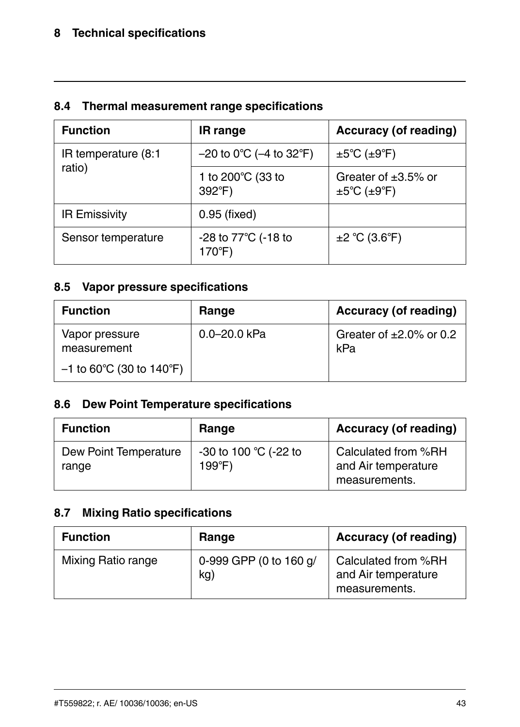## 8.4 Thermal measurement range specifications

| Function | IR range | Accuracy (of reading) |
| --- | --- | --- |
| IR temperature (8:1 ratio) | –20 to 0°C (–4 to 32°F) | ±5°C (±9°F) |
| | 1 to 200°C (33 to 392°F) | Greater of ±3.5% or ±5°C (±9°F) |
| IR Emissivity | 0.95 (fixed) | |
| Sensor temperature | -28 to 77°C (-18 to 170°F) | ±2 °C (3.6°F) |

## 8.5 Vapor pressure specifications

| Function | Range | Accuracy (of reading) |
| --- | --- | --- |
| Vapor pressure measurement<br>–1 to 60°C (30 to 140°F) | 0.0–20.0 kPa | Greater of ±2.0% or 0.2 kPa |

## 8.6 Dew Point Temperature specifications

| Function | Range | Accuracy (of reading) |
| --- | --- | --- |
| Dew Point Temperature range | -30 to 100 °C (-22 to 199°F) | Calculated from %RH and Air temperature measurements. |

## 8.7 Mixing Ratio specifications

| Function | Range | Accuracy (of reading) |
| --- | --- | --- |
| Mixing Ratio range | 0-999 GPP (0 to 160 g/kg) | Calculated from %RH and Air temperature measurements. |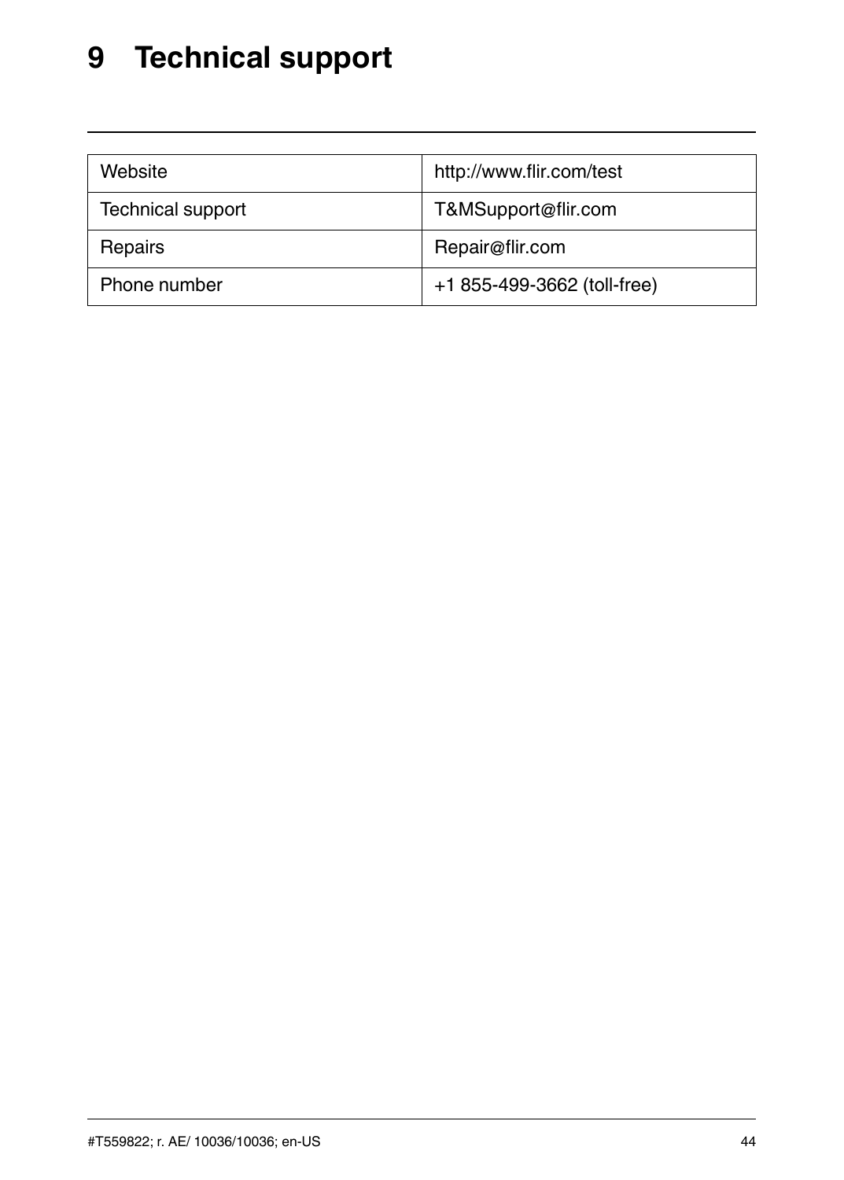# 9 Technical support

| Website | http://www.flir.com/test |
| --- | --- |
| Technical support | T&MSupport@flir.com |
| Repairs | Repair@flir.com |
| Phone number | +1 855-499-3662 (toll-free) |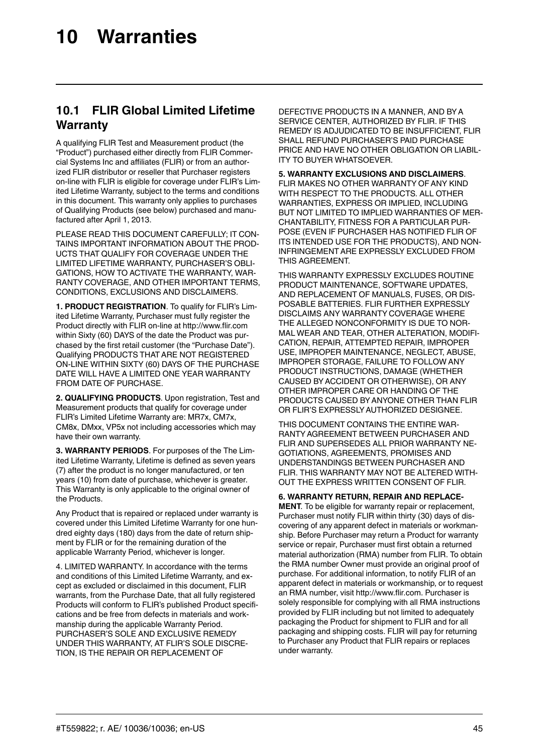# 10 Warranties

## 10.1 FLIR Global Limited Lifetime Warranty

A qualifying FLIR Test and Measurement product (the "Product") purchased either directly from FLIR Commercial Systems Inc and affiliates (FLIR) or from an authorized FLIR distributor or reseller that Purchaser registers on-line with FLIR is eligible for coverage under FLIR's Limited Lifetime Warranty, subject to the terms and conditions in this document. This warranty only applies to purchases of Qualifying Products (see below) purchased and manufactured after April 1, 2013.

PLEASE READ THIS DOCUMENT CAREFULLY; IT CONTAINS IMPORTANT INFORMATION ABOUT THE PRODUCTS THAT QUALIFY FOR COVERAGE UNDER THE LIMITED LIFETIME WARRANTY, PURCHASER'S OBLIGATIONS, HOW TO ACTIVATE THE WARRANTY, WARRANTY COVERAGE, AND OTHER IMPORTANT TERMS, CONDITIONS, EXCLUSIONS AND DISCLAIMERS.

**1. PRODUCT REGISTRATION**. To qualify for FLIR's Limited Lifetime Warranty, Purchaser must fully register the Product directly with FLIR on-line at http://www.flir.com within Sixty (60) DAYS of the date the Product was purchased by the first retail customer (the "Purchase Date"). Qualifying PRODUCTS THAT ARE NOT REGISTERED ON-LINE WITHIN SIXTY (60) DAYS OF THE PURCHASE DATE WILL HAVE A LIMITED ONE YEAR WARRANTY FROM DATE OF PURCHASE.

**2. QUALIFYING PRODUCTS**. Upon registration, Test and Measurement products that qualify for coverage under FLIR's Limited Lifetime Warranty are: MR7x, CM7x, CM8x, DMxx, VP5x not including accessories which may have their own warranty.

**3. WARRANTY PERIODS**. For purposes of the The Limited Lifetime Warranty, Lifetime is defined as seven years (7) after the product is no longer manufactured, or ten years (10) from date of purchase, whichever is greater. This Warranty is only applicable to the original owner of the Products.

Any Product that is repaired or replaced under warranty is covered under this Limited Lifetime Warranty for one hundred eighty days (180) days from the date of return shipment by FLIR or for the remaining duration of the applicable Warranty Period, whichever is longer.

4. LIMITED WARRANTY. In accordance with the terms and conditions of this Limited Lifetime Warranty, and except as excluded or disclaimed in this document, FLIR warrants, from the Purchase Date, that all fully registered Products will conform to FLIR's published Product specifications and be free from defects in materials and workmanship during the applicable Warranty Period. PURCHASER'S SOLE AND EXCLUSIVE REMEDY UNDER THIS WARRANTY, AT FLIR'S SOLE DISCRETION, IS THE REPAIR OR REPLACEMENT OF DEFECTIVE PRODUCTS IN A MANNER, AND BY A SERVICE CENTER, AUTHORIZED BY FLIR. IF THIS REMEDY IS ADJUDICATED TO BE INSUFFICIENT, FLIR SHALL REFUND PURCHASER'S PAID PURCHASE PRICE AND HAVE NO OTHER OBLIGATION OR LIABILITY TO BUYER WHATSOEVER.

**5. WARRANTY EXCLUSIONS AND DISCLAIMERS**. FLIR MAKES NO OTHER WARRANTY OF ANY KIND WITH RESPECT TO THE PRODUCTS. ALL OTHER WARRANTIES, EXPRESS OR IMPLIED, INCLUDING BUT NOT LIMITED TO IMPLIED WARRANTIES OF MERCHANTABILITY, FITNESS FOR A PARTICULAR PURPOSE (EVEN IF PURCHASER HAS NOTIFIED FLIR OF ITS INTENDED USE FOR THE PRODUCTS), AND NON-INFRINGEMENT ARE EXPRESSLY EXCLUDED FROM THIS AGREEMENT.

THIS WARRANTY EXPRESSLY EXCLUDES ROUTINE PRODUCT MAINTENANCE, SOFTWARE UPDATES, AND REPLACEMENT OF MANUALS, FUSES, OR DISPOSABLE BATTERIES. FLIR FURTHER EXPRESSLY DISCLAIMS ANY WARRANTY COVERAGE WHERE THE ALLEGED NONCONFORMITY IS DUE TO NORMAL WEAR AND TEAR, OTHER ALTERATION, MODIFICATION, REPAIR, ATTEMPTED REPAIR, IMPROPER USE, IMPROPER MAINTENANCE, NEGLECT, ABUSE, IMPROPER STORAGE, FAILURE TO FOLLOW ANY PRODUCT INSTRUCTIONS, DAMAGE (WHETHER CAUSED BY ACCIDENT OR OTHERWISE), OR ANY OTHER IMPROPER CARE OR HANDING OF THE PRODUCTS CAUSED BY ANYONE OTHER THAN FLIR OR FLIR'S EXPRESSLY AUTHORIZED DESIGNEE.

THIS DOCUMENT CONTAINS THE ENTIRE WARRANTY AGREEMENT BETWEEN PURCHASER AND FLIR AND SUPERSEDES ALL PRIOR WARRANTY NEGOTIATIONS, AGREEMENTS, PROMISES AND UNDERSTANDINGS BETWEEN PURCHASER AND FLIR. THIS WARRANTY MAY NOT BE ALTERED WITHOUT THE EXPRESS WRITTEN CONSENT OF FLIR.

**6. WARRANTY RETURN, REPAIR AND REPLACEMENT**. To be eligible for warranty repair or replacement, Purchaser must notify FLIR within thirty (30) days of discovering of any apparent defect in materials or workmanship. Before Purchaser may return a Product for warranty service or repair, Purchaser must first obtain a returned material authorization (RMA) number from FLIR. To obtain the RMA number Owner must provide an original proof of purchase. For additional information, to notify FLIR of an apparent defect in materials or workmanship, or to request an RMA number, visit http://www.flir.com. Purchaser is solely responsible for complying with all RMA instructions provided by FLIR including but not limited to adequately packaging the Product for shipment to FLIR and for all packaging and shipping costs. FLIR will pay for returning to Purchaser any Product that FLIR repairs or replaces under warranty.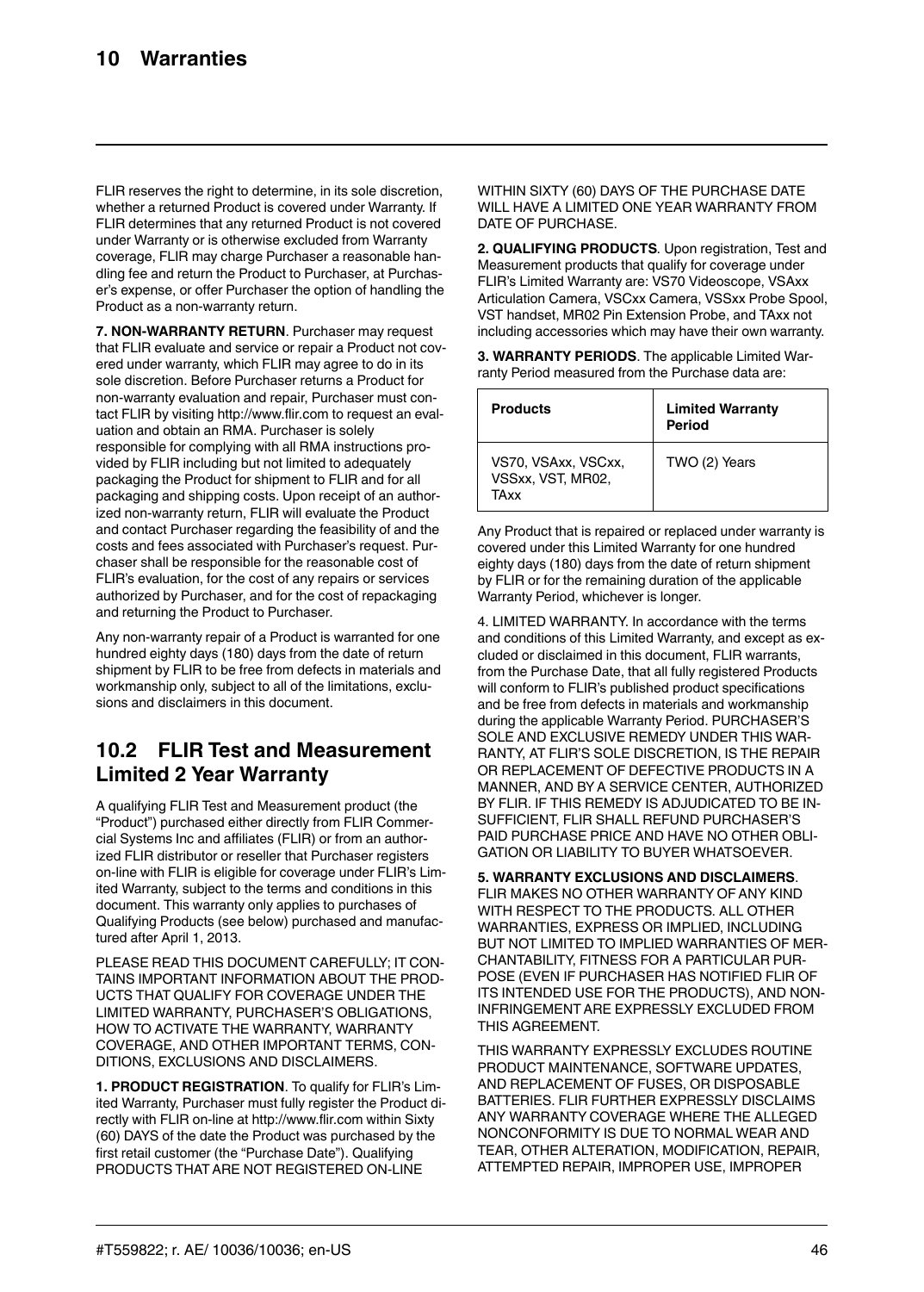FLIR reserves the right to determine, in its sole discretion, whether a returned Product is covered under Warranty. If FLIR determines that any returned Product is not covered under Warranty or is otherwise excluded from Warranty coverage, FLIR may charge Purchaser a reasonable handling fee and return the Product to Purchaser, at Purchaser's expense, or offer Purchaser the option of handling the Product as a non-warranty return.

**7. NON-WARRANTY RETURN**. Purchaser may request that FLIR evaluate and service or repair a Product not covered under warranty, which FLIR may agree to do in its sole discretion. Before Purchaser returns a Product for non-warranty evaluation and repair, Purchaser must contact FLIR by visiting http://www.flir.com to request an evaluation and obtain an RMA. Purchaser is solely responsible for complying with all RMA instructions provided by FLIR including but not limited to adequately packaging the Product for shipment to FLIR and for all packaging and shipping costs. Upon receipt of an authorized non-warranty return, FLIR will evaluate the Product and contact Purchaser regarding the feasibility of and the costs and fees associated with Purchaser's request. Purchaser shall be responsible for the reasonable cost of FLIR's evaluation, for the cost of any repairs or services authorized by Purchaser, and for the cost of repackaging and returning the Product to Purchaser.

Any non-warranty repair of a Product is warranted for one hundred eighty days (180) days from the date of return shipment by FLIR to be free from defects in materials and workmanship only, subject to all of the limitations, exclusions and disclaimers in this document.

## 10.2 FLIR Test and Measurement Limited 2 Year Warranty

A qualifying FLIR Test and Measurement product (the "Product") purchased either directly from FLIR Commercial Systems Inc and affiliates (FLIR) or from an authorized FLIR distributor or reseller that Purchaser registers on-line with FLIR is eligible for coverage under FLIR's Limited Warranty, subject to the terms and conditions in this document. This warranty only applies to purchases of Qualifying Products (see below) purchased and manufactured after April 1, 2013.

PLEASE READ THIS DOCUMENT CAREFULLY; IT CONTAINS IMPORTANT INFORMATION ABOUT THE PRODUCTS THAT QUALIFY FOR COVERAGE UNDER THE LIMITED WARRANTY, PURCHASER'S OBLIGATIONS, HOW TO ACTIVATE THE WARRANTY, WARRANTY COVERAGE, AND OTHER IMPORTANT TERMS, CONDITIONS, EXCLUSIONS AND DISCLAIMERS.

**1. PRODUCT REGISTRATION**. To qualify for FLIR's Limited Warranty, Purchaser must fully register the Product directly with FLIR on-line at http://www.flir.com within Sixty (60) DAYS of the date the Product was purchased by the first retail customer (the "Purchase Date"). Qualifying PRODUCTS THAT ARE NOT REGISTERED ON-LINE WITHIN SIXTY (60) DAYS OF THE PURCHASE DATE WILL HAVE A LIMITED ONE YEAR WARRANTY FROM DATE OF PURCHASE.

**2. QUALIFYING PRODUCTS**. Upon registration, Test and Measurement products that qualify for coverage under FLIR's Limited Warranty are: VS70 Videoscope, VSAxx Articulation Camera, VSCxx Camera, VSSxx Probe Spool, VST handset, MR02 Pin Extension Probe, and TAxx not including accessories which may have their own warranty.

**3. WARRANTY PERIODS**. The applicable Limited Warranty Period measured from the Purchase data are:

| Products | Limited Warranty Period |
|---|---|
| VS70, VSAxx, VSCxx, VSSxx, VST, MR02, TAxx | TWO (2) Years |

Any Product that is repaired or replaced under warranty is covered under this Limited Warranty for one hundred eighty days (180) days from the date of return shipment by FLIR or for the remaining duration of the applicable Warranty Period, whichever is longer.

4. LIMITED WARRANTY. In accordance with the terms and conditions of this Limited Warranty, and except as excluded or disclaimed in this document, FLIR warrants, from the Purchase Date, that all fully registered Products will conform to FLIR's published product specifications and be free from defects in materials and workmanship during the applicable Warranty Period. PURCHASER'S SOLE AND EXCLUSIVE REMEDY UNDER THIS WARRANTY, AT FLIR'S SOLE DISCRETION, IS THE REPAIR OR REPLACEMENT OF DEFECTIVE PRODUCTS IN A MANNER, AND BY A SERVICE CENTER, AUTHORIZED BY FLIR. IF THIS REMEDY IS ADJUDICATED TO BE INSUFFICIENT, FLIR SHALL REFUND PURCHASER'S PAID PURCHASE PRICE AND HAVE NO OTHER OBLIGATION OR LIABILITY TO BUYER WHATSOEVER.

**5. WARRANTY EXCLUSIONS AND DISCLAIMERS**. FLIR MAKES NO OTHER WARRANTY OF ANY KIND WITH RESPECT TO THE PRODUCTS. ALL OTHER WARRANTIES, EXPRESS OR IMPLIED, INCLUDING BUT NOT LIMITED TO IMPLIED WARRANTIES OF MERCHANTABILITY, FITNESS FOR A PARTICULAR PURPOSE (EVEN IF PURCHASER HAS NOTIFIED FLIR OF ITS INTENDED USE FOR THE PRODUCTS), AND NON-INFRINGEMENT ARE EXPRESSLY EXCLUDED FROM THIS AGREEMENT.

THIS WARRANTY EXPRESSLY EXCLUDES ROUTINE PRODUCT MAINTENANCE, SOFTWARE UPDATES, AND REPLACEMENT OF FUSES, OR DISPOSABLE BATTERIES. FLIR FURTHER EXPRESSLY DISCLAIMS ANY WARRANTY COVERAGE WHERE THE ALLEGED NONCONFORMITY IS DUE TO NORMAL WEAR AND TEAR, OTHER ALTERATION, MODIFICATION, REPAIR, ATTEMPTED REPAIR, IMPROPER USE, IMPROPER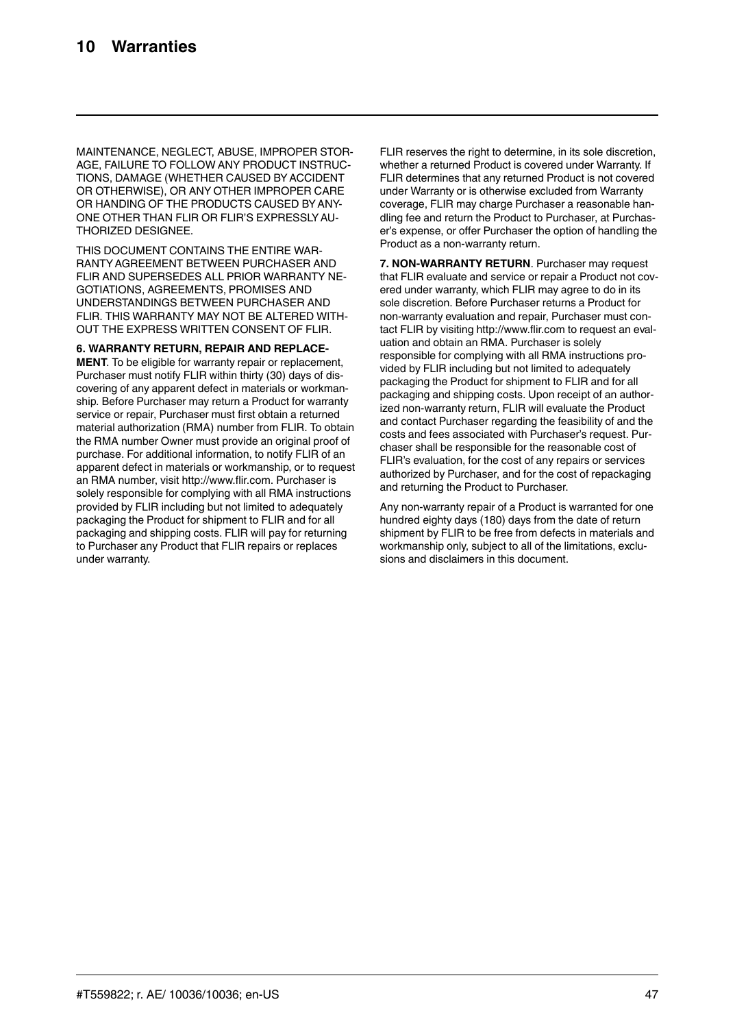MAINTENANCE, NEGLECT, ABUSE, IMPROPER STORAGE, FAILURE TO FOLLOW ANY PRODUCT INSTRUCTIONS, DAMAGE (WHETHER CAUSED BY ACCIDENT OR OTHERWISE), OR ANY OTHER IMPROPER CARE OR HANDING OF THE PRODUCTS CAUSED BY ANYONE OTHER THAN FLIR OR FLIR'S EXPRESSLY AUTHORIZED DESIGNEE.

THIS DOCUMENT CONTAINS THE ENTIRE WARRANTY AGREEMENT BETWEEN PURCHASER AND FLIR AND SUPERSEDES ALL PRIOR WARRANTY NEGOTIATIONS, AGREEMENTS, PROMISES AND UNDERSTANDINGS BETWEEN PURCHASER AND FLIR. THIS WARRANTY MAY NOT BE ALTERED WITHOUT THE EXPRESS WRITTEN CONSENT OF FLIR.

**6. WARRANTY RETURN, REPAIR AND REPLACEMENT**. To be eligible for warranty repair or replacement, Purchaser must notify FLIR within thirty (30) days of discovering of any apparent defect in materials or workmanship. Before Purchaser may return a Product for warranty service or repair, Purchaser must first obtain a returned material authorization (RMA) number from FLIR. To obtain the RMA number Owner must provide an original proof of purchase. For additional information, to notify FLIR of an apparent defect in materials or workmanship, or to request an RMA number, visit http://www.flir.com. Purchaser is solely responsible for complying with all RMA instructions provided by FLIR including but not limited to adequately packaging the Product for shipment to FLIR and for all packaging and shipping costs. FLIR will pay for returning to Purchaser any Product that FLIR repairs or replaces under warranty.

FLIR reserves the right to determine, in its sole discretion, whether a returned Product is covered under Warranty. If FLIR determines that any returned Product is not covered under Warranty or is otherwise excluded from Warranty coverage, FLIR may charge Purchaser a reasonable handling fee and return the Product to Purchaser, at Purchaser's expense, or offer Purchaser the option of handling the Product as a non-warranty return.

**7. NON-WARRANTY RETURN**. Purchaser may request that FLIR evaluate and service or repair a Product not covered under warranty, which FLIR may agree to do in its sole discretion. Before Purchaser returns a Product for non-warranty evaluation and repair, Purchaser must contact FLIR by visiting http://www.flir.com to request an evaluation and obtain an RMA. Purchaser is solely responsible for complying with all RMA instructions provided by FLIR including but not limited to adequately packaging the Product for shipment to FLIR and for all packaging and shipping costs. Upon receipt of an authorized non-warranty return, FLIR will evaluate the Product and contact Purchaser regarding the feasibility of and the costs and fees associated with Purchaser's request. Purchaser shall be responsible for the reasonable cost of FLIR's evaluation, for the cost of any repairs or services authorized by Purchaser, and for the cost of repackaging and returning the Product to Purchaser.

Any non-warranty repair of a Product is warranted for one hundred eighty days (180) days from the date of return shipment by FLIR to be free from defects in materials and workmanship only, subject to all of the limitations, exclusions and disclaimers in this document.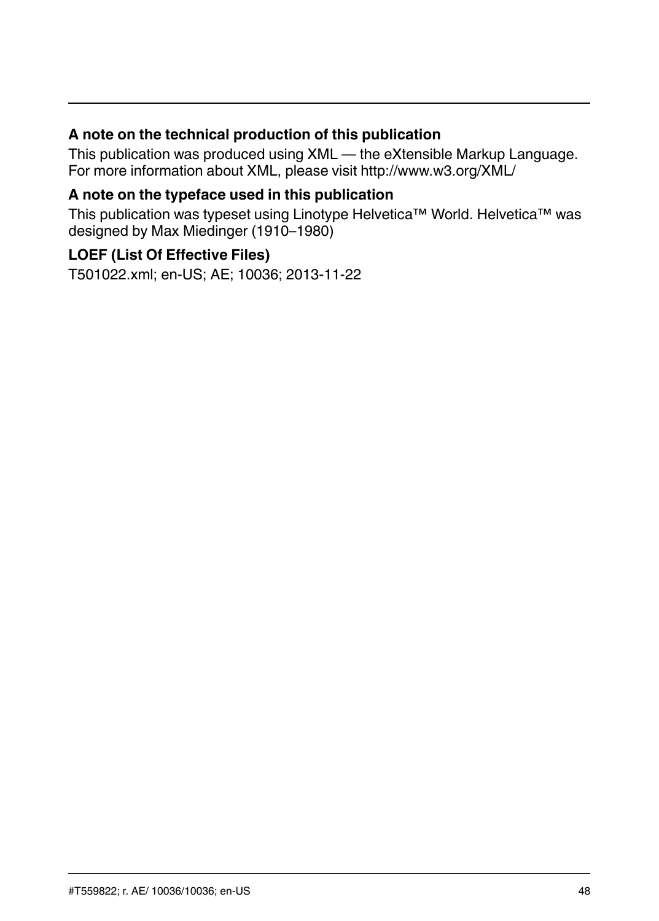**A note on the technical production of this publication**

This publication was produced using XML — the eXtensible Markup Language. For more information about XML, please visit http://www.w3.org/XML/

**A note on the typeface used in this publication**

This publication was typeset using Linotype Helvetica™ World. Helvetica™ was designed by Max Miedinger (1910–1980)

**LOEF (List Of Effective Files)**

T501022.xml; en-US; AE; 10036; 2013-11-22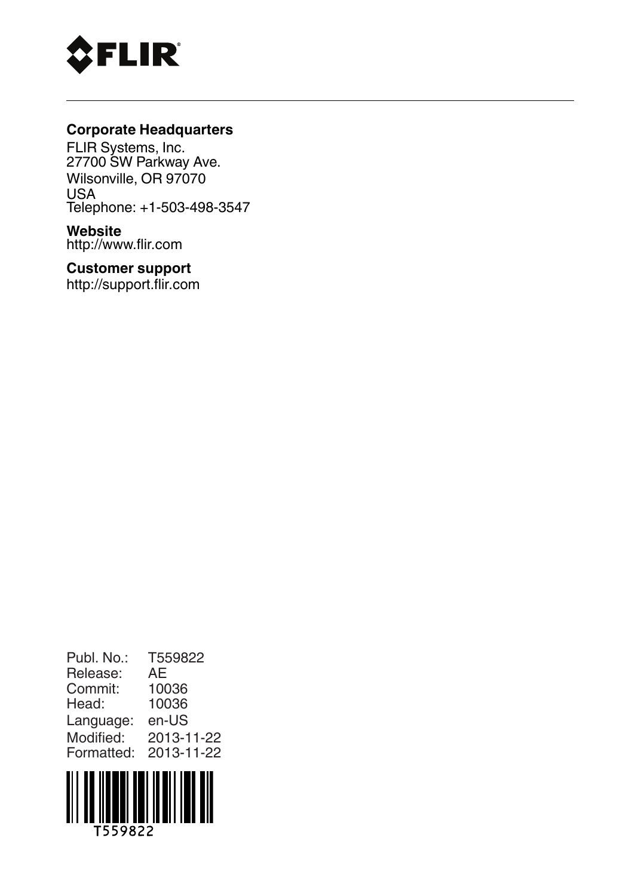**Corporate Headquarters**
FLIR Systems, Inc.
27700 SW Parkway Ave.
Wilsonville, OR 97070
USA
Telephone: +1-503-498-3547

**Website**
http://www.flir.com

**Customer support**
http://support.flir.com

| | |
|---|---|
| Publ. No.: | T559822 |
| Release: | AE |
| Commit: | 10036 |
| Head: | 10036 |
| Language: | en-US |
| Modified: | 2013-11-22 |
| Formatted: | 2013-11-22 |

T559822